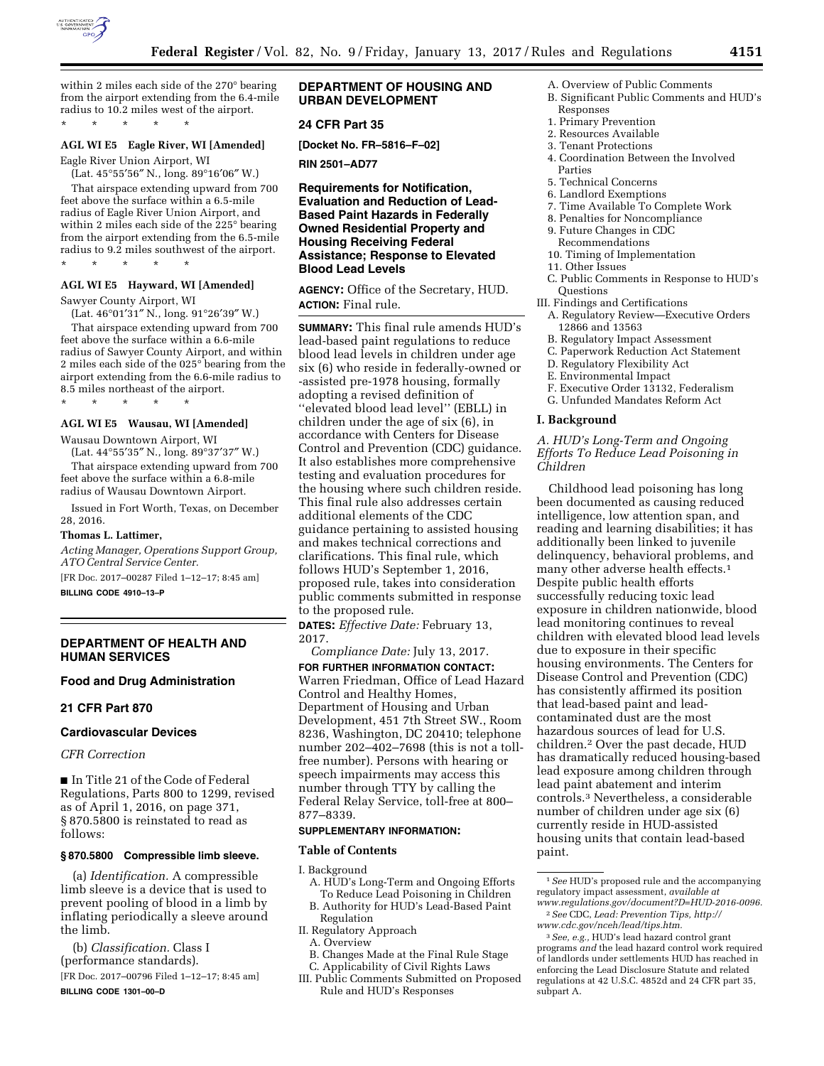within 2 miles each side of the 270° bearing from the airport extending from the 6.4-mile radius to 10.2 miles west of the airport.

\* \* \* \* \*

**AGL WI E5 Eagle River, WI [Amended]**

Eagle River Union Airport, WI

(Lat. 45°55′56″ N., long. 89°16′06″ W.)

That airspace extending upward from 700 feet above the surface within a 6.5-mile radius of Eagle River Union Airport, and within 2 miles each side of the 225° bearing from the airport extending from the 6.5-mile radius to 9.2 miles southwest of the airport.

\* \* \* \* \*

**AGL WI E5 Hayward, WI [Amended]**

Sawyer County Airport, WI

(Lat. 46°01′31″ N., long. 91°26′39″ W.)

That airspace extending upward from 700 feet above the surface within a 6.6-mile radius of Sawyer County Airport, and within 2 miles each side of the 025° bearing from the airport extending from the 6.6-mile radius to 8.5 miles northeast of the airport.

\* \* \* \* \*

**AGL WI E5 Wausau, WI [Amended]**

Wausau Downtown Airport, WI

(Lat. 44°55′35″ N., long. 89°37′37″ W.)

That airspace extending upward from 700 feet above the surface within a 6.8-mile radius of Wausau Downtown Airport.

Issued in Fort Worth, Texas, on December 28, 2016.

**Thomas L. Lattimer,**

*Acting Manager, Operations Support Group, ATO Central Service Center.*

[FR Doc. 2017–00287 Filed 1–12–17; 8:45 am]

**BILLING CODE 4910–13–P**

## DEPARTMENT OF HEALTH AND HUMAN SERVICES

### Food and Drug Administration

### 21 CFR Part 870

### Cardiovascular Devices

*CFR Correction*

■ In Title 21 of the Code of Federal Regulations, Parts 800 to 1299, revised as of April 1, 2016, on page 371, § 870.5800 is reinstated to read as follows:

**§ 870.5800 Compressible limb sleeve.**

(a) *Identification.* A compressible limb sleeve is a device that is used to prevent pooling of blood in a limb by inflating periodically a sleeve around the limb.

(b) *Classification.* Class I (performance standards).

[FR Doc. 2017–00796 Filed 1–12–17; 8:45 am]

**BILLING CODE 1301–00–D**

## DEPARTMENT OF HOUSING AND URBAN DEVELOPMENT

### 24 CFR Part 35

**[Docket No. FR–5816–F–02]**

**RIN 2501–AD77**

### Requirements for Notification, Evaluation and Reduction of Lead-Based Paint Hazards in Federally Owned Residential Property and Housing Receiving Federal Assistance; Response to Elevated Blood Lead Levels

**AGENCY:** Office of the Secretary, HUD.

**ACTION:** Final rule.

**SUMMARY:** This final rule amends HUD's lead-based paint regulations to reduce blood lead levels in children under age six (6) who reside in federally-owned or -assisted pre-1978 housing, formally adopting a revised definition of ''elevated blood lead level'' (EBLL) in children under the age of six (6), in accordance with Centers for Disease Control and Prevention (CDC) guidance. It also establishes more comprehensive testing and evaluation procedures for the housing where such children reside. This final rule also addresses certain additional elements of the CDC guidance pertaining to assisted housing and makes technical corrections and clarifications. This final rule, which follows HUD's September 1, 2016, proposed rule, takes into consideration public comments submitted in response to the proposed rule.

**DATES:** *Effective Date:* February 13, 2017.

*Compliance Date:* July 13, 2017.

**FOR FURTHER INFORMATION CONTACT:** Warren Friedman, Office of Lead Hazard Control and Healthy Homes, Department of Housing and Urban Development, 451 7th Street SW., Room 8236, Washington, DC 20410; telephone number 202–402–7698 (this is not a toll-free number). Persons with hearing or speech impairments may access this number through TTY by calling the Federal Relay Service, toll-free at 800–877–8339.

**SUPPLEMENTARY INFORMATION:**

**Table of Contents**

I. Background
- A. HUD's Long-Term and Ongoing Efforts To Reduce Lead Poisoning in Children
- B. Authority for HUD's Lead-Based Paint Regulation

II. Regulatory Approach
- A. Overview
- B. Changes Made at the Final Rule Stage
- C. Applicability of Civil Rights Laws

III. Public Comments Submitted on Proposed Rule and HUD's Responses
- A. Overview of Public Comments
- B. Significant Public Comments and HUD's Responses
  1. Primary Prevention
  2. Resources Available
  3. Tenant Protections
  4. Coordination Between the Involved Parties
  5. Technical Concerns
  6. Landlord Exemptions
  7. Time Available To Complete Work
  8. Penalties for Noncompliance
  9. Future Changes in CDC Recommendations
  10. Timing of Implementation
  11. Other Issues
- C. Public Comments in Response to HUD's Questions

III. Findings and Certifications
- A. Regulatory Review—Executive Orders 12866 and 13563
- B. Regulatory Impact Assessment
- C. Paperwork Reduction Act Statement
- D. Regulatory Flexibility Act
- E. Environmental Impact
- F. Executive Order 13132, Federalism
- G. Unfunded Mandates Reform Act

## I. Background

### *A. HUD's Long-Term and Ongoing Efforts To Reduce Lead Poisoning in Children*

Childhood lead poisoning has long been documented as causing reduced intelligence, low attention span, and reading and learning disabilities; it has additionally been linked to juvenile delinquency, behavioral problems, and many other adverse health effects.[1] Despite public health efforts successfully reducing toxic lead exposure in children nationwide, blood lead monitoring continues to reveal children with elevated blood lead levels due to exposure in their specific housing environments. The Centers for Disease Control and Prevention (CDC) has consistently affirmed its position that lead-based paint and lead-contaminated dust are the most hazardous sources of lead for U.S. children.[2] Over the past decade, HUD has dramatically reduced housing-based lead exposure among children through lead paint abatement and interim controls.[3] Nevertheless, a considerable number of children under age six (6) currently reside in HUD-assisted housing units that contain lead-based paint.

[1] *See* HUD's proposed rule and the accompanying regulatory impact assessment, *available at www.regulations.gov/document?D=HUD-2016-0096.*

[2] *See* CDC, *Lead: Prevention Tips, http://www.cdc.gov/nceh/lead/tips.htm.*

[3] *See, e.g.,* HUD's lead hazard control grant programs *and* the lead hazard control work required of landlords under settlements HUD has reached in enforcing the Lead Disclosure Statute and related regulations at 42 U.S.C. 4852d and 24 CFR part 35, subpart A.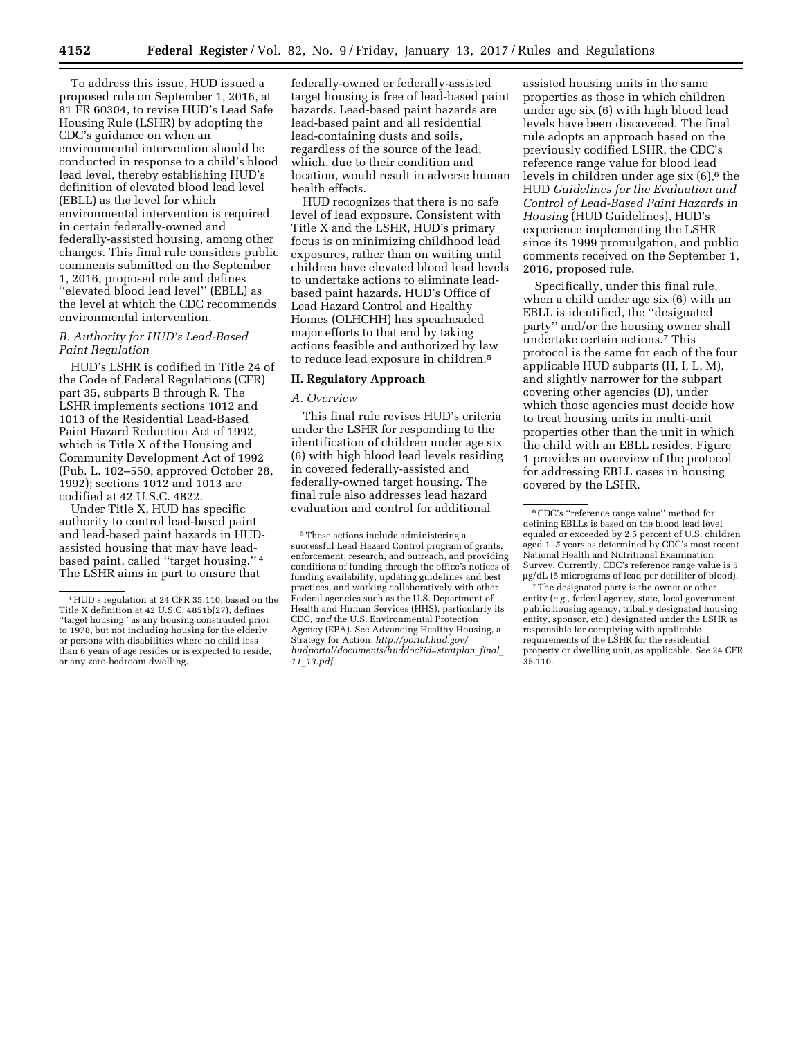To address this issue, HUD issued a proposed rule on September 1, 2016, at 81 FR 60304, to revise HUD's Lead Safe Housing Rule (LSHR) by adopting the CDC's guidance on when an environmental intervention should be conducted in response to a child's blood lead level, thereby establishing HUD's definition of elevated blood lead level (EBLL) as the level for which environmental intervention is required in certain federally-owned and federally-assisted housing, among other changes. This final rule considers public comments submitted on the September 1, 2016, proposed rule and defines ''elevated blood lead level'' (EBLL) as the level at which the CDC recommends environmental intervention.

### *B. Authority for HUD's Lead-Based Paint Regulation*

HUD's LSHR is codified in Title 24 of the Code of Federal Regulations (CFR) part 35, subparts B through R. The LSHR implements sections 1012 and 1013 of the Residential Lead-Based Paint Hazard Reduction Act of 1992, which is Title X of the Housing and Community Development Act of 1992 (Pub. L. 102–550, approved October 28, 1992); sections 1012 and 1013 are codified at 42 U.S.C. 4822.

Under Title X, HUD has specific authority to control lead-based paint and lead-based paint hazards in HUD-assisted housing that may have lead-based paint, called ''target housing.''[4] The LSHR aims in part to ensure that federally-owned or federally-assisted target housing is free of lead-based paint hazards. Lead-based paint hazards are lead-based paint and all residential lead-containing dusts and soils, regardless of the source of the lead, which, due to their condition and location, would result in adverse human health effects.

HUD recognizes that there is no safe level of lead exposure. Consistent with Title X and the LSHR, HUD's primary focus is on minimizing childhood lead exposures, rather than on waiting until children have elevated blood lead levels to undertake actions to eliminate lead-based paint hazards. HUD's Office of Lead Hazard Control and Healthy Homes (OLHCHH) has spearheaded major efforts to that end by taking actions feasible and authorized by law to reduce lead exposure in children.[5]

## II. Regulatory Approach

### *A. Overview*

This final rule revises HUD's criteria under the LSHR for responding to the identification of children under age six (6) with high blood lead levels residing in covered federally-assisted and federally-owned target housing. The final rule also addresses lead hazard evaluation and control for additional assisted housing units in the same properties as those in which children under age six (6) with high blood lead levels have been discovered. The final rule adopts an approach based on the previously codified LSHR, the CDC's reference range value for blood lead levels in children under age six (6),[6] the HUD *Guidelines for the Evaluation and Control of Lead-Based Paint Hazards in Housing* (HUD Guidelines), HUD's experience implementing the LSHR since its 1999 promulgation, and public comments received on the September 1, 2016, proposed rule.

Specifically, under this final rule, when a child under age six (6) with an EBLL is identified, the ''designated party'' and/or the housing owner shall undertake certain actions.[7] This protocol is the same for each of the four applicable HUD subparts (H, I, L, M), and slightly narrower for the subpart covering other agencies (D), under which those agencies must decide how to treat housing units in multi-unit properties other than the unit in which the child with an EBLL resides. Figure 1 provides an overview of the protocol for addressing EBLL cases in housing covered by the LSHR.

---

[4] HUD's regulation at 24 CFR 35.110, based on the Title X definition at 42 U.S.C. 4851b(27), defines ''target housing'' as any housing constructed prior to 1978, but not including housing for the elderly or persons with disabilities where no child less than 6 years of age resides or is expected to reside, or any zero-bedroom dwelling.

[5] These actions include administering a successful Lead Hazard Control program of grants, enforcement, research, and outreach, and providing conditions of funding through the office's notices of funding availability, updating guidelines and best practices, and working collaboratively with other Federal agencies such as the U.S. Department of Health and Human Services (HHS), particularly its CDC, *and* the U.S. Environmental Protection Agency (EPA). See Advancing Healthy Housing, a Strategy for Action, *http://portal.hud.gov/hudportal/documents/huddoc?id=stratplan_final_11_13.pdf*.

[6] CDC's ''reference range value'' method for defining EBLLs is based on the blood lead level equaled or exceeded by 2.5 percent of U.S. children aged 1–5 years as determined by CDC's most recent National Health and Nutritional Examination Survey. Currently, CDC's reference range value is 5 µg/dL (5 micrograms of lead per deciliter of blood).

[7] The designated party is the owner or other entity (*e.g.,* federal agency, state, local government, public housing agency, tribally designated housing entity, sponsor, etc.) designated under the LSHR as responsible for complying with applicable requirements of the LSHR for the residential property or dwelling unit, as applicable. *See* 24 CFR 35.110.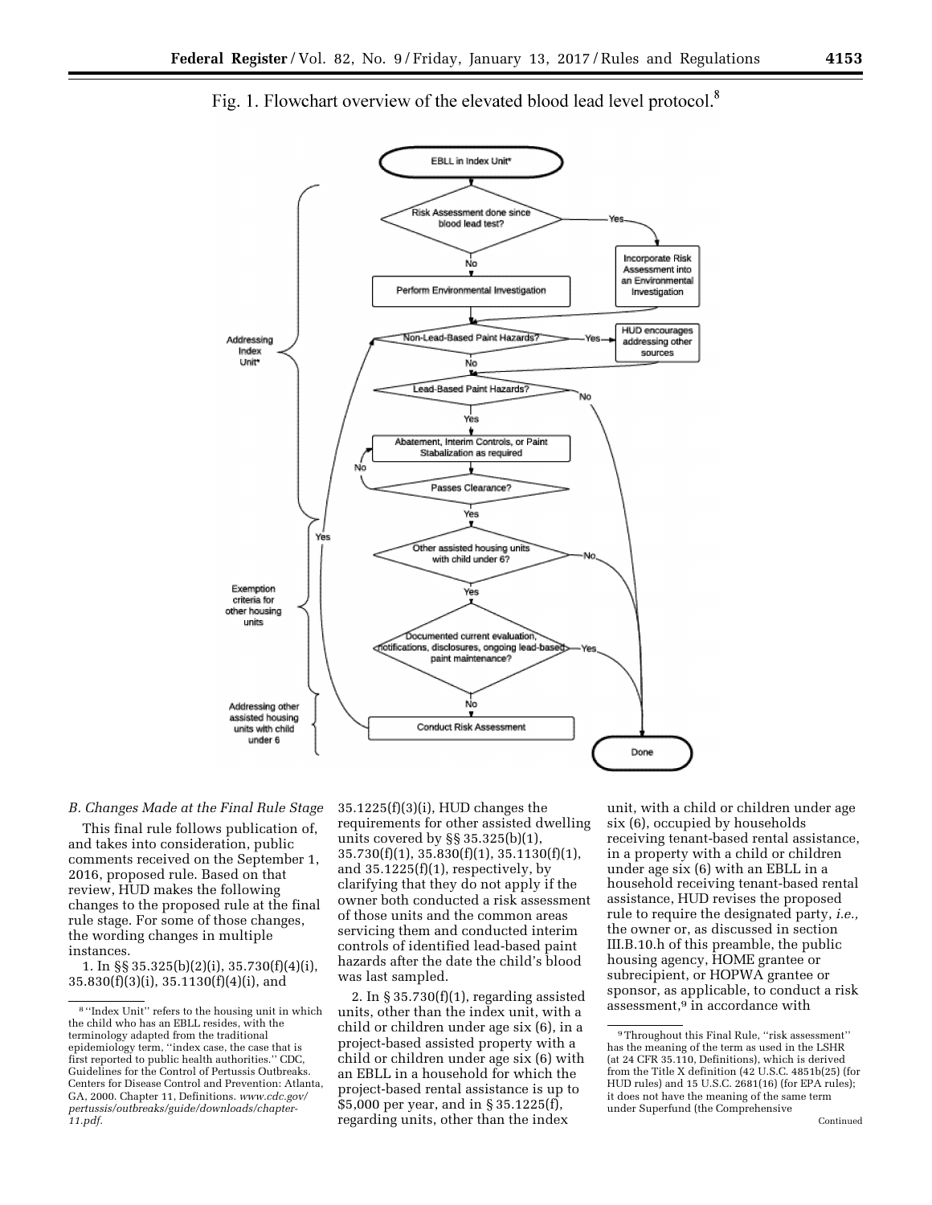Fig. 1. Flowchart overview of the elevated blood lead level protocol.[8]

### B. Changes Made at the Final Rule Stage

This final rule follows publication of, and takes into consideration, public comments received on the September 1, 2016, proposed rule. Based on that review, HUD makes the following changes to the proposed rule at the final rule stage. For some of those changes, the wording changes in multiple instances.

1. In §§ 35.325(b)(2)(i), 35.730(f)(4)(i), 35.830(f)(3)(i), 35.1130(f)(4)(i), and 35.1225(f)(3)(i), HUD changes the requirements for other assisted dwelling units covered by §§ 35.325(b)(1), 35.730(f)(1), 35.830(f)(1), 35.1130(f)(1), and 35.1225(f)(1), respectively, by clarifying that they do not apply if the owner both conducted a risk assessment of those units and the common areas servicing them and conducted interim controls of identified lead-based paint hazards after the date the child's blood was last sampled.

2. In § 35.730(f)(1), regarding assisted units, other than the index unit, with a child or children under age six (6), in a project-based assisted property with a child or children under age six (6) with an EBLL in a household for which the project-based rental assistance is up to $5,000 per year, and in § 35.1225(f), regarding units, other than the index unit, with a child or children under age six (6), occupied by households receiving tenant-based rental assistance, in a property with a child or children under age six (6) with an EBLL in a household receiving tenant-based rental assistance, HUD revises the proposed rule to require the designated party, *i.e.,* the owner or, as discussed in section III.B.10.h of this preamble, the public housing agency, HOME grantee or subrecipient, or HOPWA grantee or sponsor, as applicable, to conduct a risk assessment,[9] in accordance with

---

[8] "Index Unit" refers to the housing unit in which the child who has an EBLL resides, with the terminology adapted from the traditional epidemiology term, "index case, the case that is first reported to public health authorities." CDC, Guidelines for the Control of Pertussis Outbreaks. Centers for Disease Control and Prevention: Atlanta, GA, 2000. Chapter 11, Definitions. *www.cdc.gov/pertussis/outbreaks/guide/downloads/chapter-11.pdf.*

[9] Throughout this Final Rule, "risk assessment" has the meaning of the term as used in the LSHR (at 24 CFR 35.110, Definitions), which is derived from the Title X definition (42 U.S.C. 4851b(25) (for HUD rules) and 15 U.S.C. 2681(16) (for EPA rules); it does not have the meaning of the same term under Superfund (the Comprehensive

Continued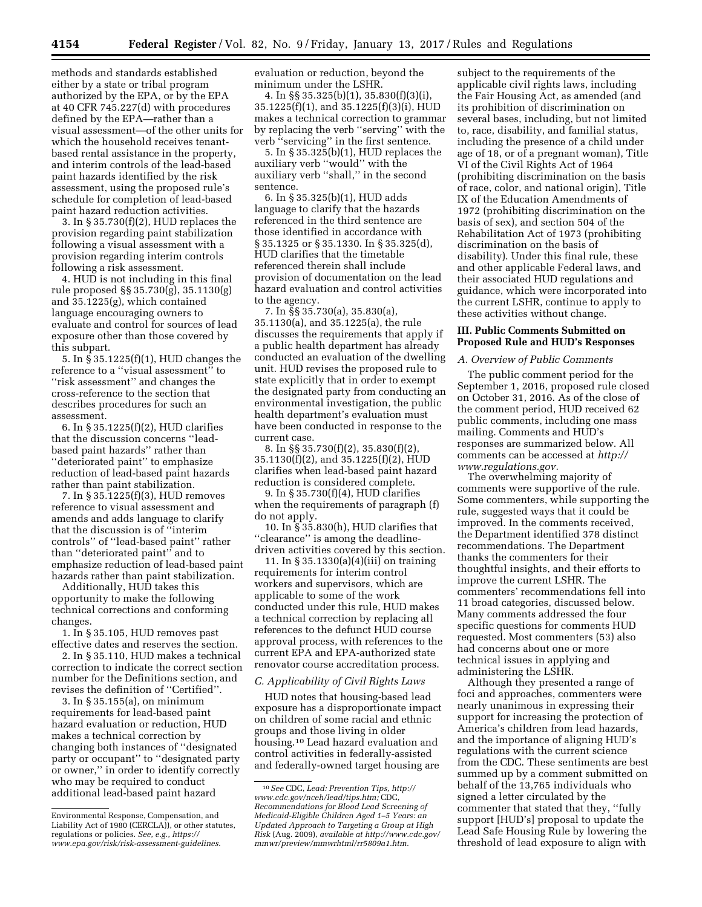methods and standards established either by a state or tribal program authorized by the EPA, or by the EPA at 40 CFR 745.227(d) with procedures defined by the EPA—rather than a visual assessment—of the other units for which the household receives tenant-based rental assistance in the property, and interim controls of the lead-based paint hazards identified by the risk assessment, using the proposed rule's schedule for completion of lead-based paint hazard reduction activities.

3. In § 35.730(f)(2), HUD replaces the provision regarding paint stabilization following a visual assessment with a provision regarding interim controls following a risk assessment.

4. HUD is not including in this final rule proposed §§ 35.730(g), 35.1130(g) and 35.1225(g), which contained language encouraging owners to evaluate and control for sources of lead exposure other than those covered by this subpart.

5. In § 35.1225(f)(1), HUD changes the reference to a ''visual assessment'' to ''risk assessment'' and changes the cross-reference to the section that describes procedures for such an assessment.

6. In § 35.1225(f)(2), HUD clarifies that the discussion concerns ''lead-based paint hazards'' rather than ''deteriorated paint'' to emphasize reduction of lead-based paint hazards rather than paint stabilization.

7. In § 35.1225(f)(3), HUD removes reference to visual assessment and amends and adds language to clarify that the discussion is of ''interim controls'' of ''lead-based paint'' rather than ''deteriorated paint'' and to emphasize reduction of lead-based paint hazards rather than paint stabilization.

Additionally, HUD takes this opportunity to make the following technical corrections and conforming changes.

1. In § 35.105, HUD removes past effective dates and reserves the section.

2. In § 35.110, HUD makes a technical correction to indicate the correct section number for the Definitions section, and revises the definition of ''Certified''.

3. In § 35.155(a), on minimum requirements for lead-based paint hazard evaluation or reduction, HUD makes a technical correction by changing both instances of ''designated party or occupant'' to ''designated party or owner,'' in order to identify correctly who may be required to conduct additional lead-based paint hazard evaluation or reduction, beyond the minimum under the LSHR.

4. In §§ 35.325(b)(1), 35.830(f)(3)(i), 35.1225(f)(1), and 35.1225(f)(3)(i), HUD makes a technical correction to grammar by replacing the verb ''serving'' with the verb ''servicing'' in the first sentence.

5. In § 35.325(b)(1), HUD replaces the auxiliary verb ''would'' with the auxiliary verb ''shall,'' in the second sentence.

6. In § 35.325(b)(1), HUD adds language to clarify that the hazards referenced in the third sentence are those identified in accordance with § 35.1325 or § 35.1330. In § 35.325(d), HUD clarifies that the timetable referenced therein shall include provision of documentation on the lead hazard evaluation and control activities to the agency.

7. In §§ 35.730(a), 35.830(a), 35.1130(a), and 35.1225(a), the rule discusses the requirements that apply if a public health department has already conducted an evaluation of the dwelling unit. HUD revises the proposed rule to state explicitly that in order to exempt the designated party from conducting an environmental investigation, the public health department's evaluation must have been conducted in response to the current case.

8. In §§ 35.730(f)(2), 35.830(f)(2), 35.1130(f)(2), and 35.1225(f)(2), HUD clarifies when lead-based paint hazard reduction is considered complete.

9. In § 35.730(f)(4), HUD clarifies when the requirements of paragraph (f) do not apply.

10. In § 35.830(h), HUD clarifies that ''clearance'' is among the deadline-driven activities covered by this section.

11. In § 35.1330(a)(4)(iii) on training requirements for interim control workers and supervisors, which are applicable to some of the work conducted under this rule, HUD makes a technical correction by replacing all references to the defunct HUD course approval process, with references to the current EPA and EPA-authorized state renovator course accreditation process.

### C. Applicability of Civil Rights Laws

HUD notes that housing-based lead exposure has a disproportionate impact on children of some racial and ethnic groups and those living in older housing.[10] Lead hazard evaluation and control activities in federally-assisted and federally-owned target housing are subject to the requirements of the applicable civil rights laws, including the Fair Housing Act, as amended (and its prohibition of discrimination on several bases, including, but not limited to, race, disability, and familial status, including the presence of a child under age of 18, or of a pregnant woman), Title VI of the Civil Rights Act of 1964 (prohibiting discrimination on the basis of race, color, and national origin), Title IX of the Education Amendments of 1972 (prohibiting discrimination on the basis of sex), and section 504 of the Rehabilitation Act of 1973 (prohibiting discrimination on the basis of disability). Under this final rule, these and other applicable Federal laws, and their associated HUD regulations and guidance, which were incorporated into the current LSHR, continue to apply to these activities without change.

## III. Public Comments Submitted on Proposed Rule and HUD's Responses

### A. Overview of Public Comments

The public comment period for the September 1, 2016, proposed rule closed on October 31, 2016. As of the close of the comment period, HUD received 62 public comments, including one mass mailing. Comments and HUD's responses are summarized below. All comments can be accessed at *http://www.regulations.gov.*

The overwhelming majority of comments were supportive of the rule. Some commenters, while supporting the rule, suggested ways that it could be improved. In the comments received, the Department identified 378 distinct recommendations. The Department thanks the commenters for their thoughtful insights, and their efforts to improve the current LSHR. The commenters' recommendations fell into 11 broad categories, discussed below. Many comments addressed the four specific questions for comments HUD requested. Most commenters (53) also had concerns about one or more technical issues in applying and administering the LSHR.

Although they presented a range of foci and approaches, commenters were nearly unanimous in expressing their support for increasing the protection of America's children from lead hazards, and the importance of aligning HUD's regulations with the current science from the CDC. These sentiments are best summed up by a comment submitted on behalf of the 13,765 individuals who signed a letter circulated by the commenter that stated that they, ''fully support [HUD's] proposal to update the Lead Safe Housing Rule by lowering the threshold of lead exposure to align with

---

Environmental Response, Compensation, and Liability Act of 1980 (CERCLA)), or other statutes, regulations or policies. *See, e.g., https://www.epa.gov/risk/risk-assessment-guidelines.*

[10] *See* CDC, *Lead: Prevention Tips, http://www.cdc.gov/nceh/lead/tips.htm;* CDC, *Recommendations for Blood Lead Screening of Medicaid-Eligible Children Aged 1–5 Years: an Updated Approach to Targeting a Group at High Risk* (Aug. 2009), *available at http://www.cdc.gov/mmwr/preview/mmwrhtml/rr5809a1.htm.*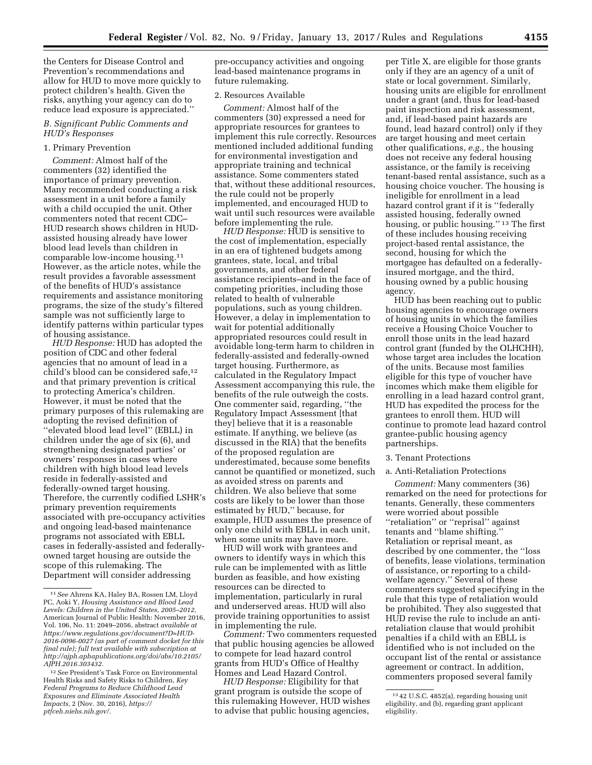the Centers for Disease Control and Prevention's recommendations and allow for HUD to move more quickly to protect children's health. Given the risks, anything your agency can do to reduce lead exposure is appreciated.''

### *B. Significant Public Comments and HUD's Responses*

1. Primary Prevention

*Comment:* Almost half of the commenters (32) identified the importance of primary prevention. Many recommended conducting a risk assessment in a unit before a family with a child occupied the unit. Other commenters noted that recent CDC–HUD research shows children in HUD-assisted housing already have lower blood lead levels than children in comparable low-income housing.[11] However, as the article notes, while the result provides a favorable assessment of the benefits of HUD's assistance requirements and assistance monitoring programs, the size of the study's filtered sample was not sufficiently large to identify patterns within particular types of housing assistance.

*HUD Response:* HUD has adopted the position of CDC and other federal agencies that no amount of lead in a child's blood can be considered safe,[12] and that primary prevention is critical to protecting America's children. However, it must be noted that the primary purposes of this rulemaking are adopting the revised definition of ''elevated blood lead level'' (EBLL) in children under the age of six (6), and strengthening designated parties' or owners' responses in cases where children with high blood lead levels reside in federally-assisted and federally-owned target housing. Therefore, the currently codified LSHR's primary prevention requirements associated with pre-occupancy activities and ongoing lead-based maintenance programs not associated with EBLL cases in federally-assisted and federally-owned target housing are outside the scope of this rulemaking. The Department will consider addressing pre-occupancy activities and ongoing lead-based maintenance programs in future rulemaking.

2. Resources Available

*Comment:* Almost half of the commenters (30) expressed a need for appropriate resources for grantees to implement this rule correctly. Resources mentioned included additional funding for environmental investigation and appropriate training and technical assistance. Some commenters stated that, without these additional resources, the rule could not be properly implemented, and encouraged HUD to wait until such resources were available before implementing the rule.

*HUD Response:* HUD is sensitive to the cost of implementation, especially in an era of tightened budgets among grantees, state, local, and tribal governments, and other federal assistance recipients–and in the face of competing priorities, including those related to health of vulnerable populations, such as young children. However, a delay in implementation to wait for potential additionally appropriated resources could result in avoidable long-term harm to children in federally-assisted and federally-owned target housing. Furthermore, as calculated in the Regulatory Impact Assessment accompanying this rule, the benefits of the rule outweigh the costs. One commenter said, regarding, ''the Regulatory Impact Assessment [that they] believe that it is a reasonable estimate. If anything, we believe (as discussed in the RIA) that the benefits of the proposed regulation are underestimated, because some benefits cannot be quantified or monetized, such as avoided stress on parents and children. We also believe that some costs are likely to be lower than those estimated by HUD,'' because, for example, HUD assumes the presence of only one child with EBLL in each unit, when some units may have more.

HUD will work with grantees and owners to identify ways in which this rule can be implemented with as little burden as feasible, and how existing resources can be directed to implementation, particularly in rural and underserved areas. HUD will also provide training opportunities to assist in implementing the rule.

*Comment:* Two commenters requested that public housing agencies be allowed to compete for lead hazard control grants from HUD's Office of Healthy Homes and Lead Hazard Control.

*HUD Response:* Eligibility for that grant program is outside the scope of this rulemaking However, HUD wishes to advise that public housing agencies, per Title X, are eligible for those grants only if they are an agency of a unit of state or local government. Similarly, housing units are eligible for enrollment under a grant (and, thus for lead-based paint inspection and risk assessment, and, if lead-based paint hazards are found, lead hazard control) only if they are target housing and meet certain other qualifications, *e.g.,* the housing does not receive any federal housing assistance, or the family is receiving tenant-based rental assistance, such as a housing choice voucher. The housing is ineligible for enrollment in a lead hazard control grant if it is ''federally assisted housing, federally owned housing, or public housing.''[13] The first of these includes housing receiving project-based rental assistance, the second, housing for which the mortgagee has defaulted on a federally-insured mortgage, and the third, housing owned by a public housing agency.

HUD has been reaching out to public housing agencies to encourage owners of housing units in which the families receive a Housing Choice Voucher to enroll those units in the lead hazard control grant (funded by the OLHCHH), whose target area includes the location of the units. Because most families eligible for this type of voucher have incomes which make them eligible for enrolling in a lead hazard control grant, HUD has expedited the process for the grantees to enroll them. HUD will continue to promote lead hazard control grantee-public housing agency partnerships.

3. Tenant Protections

a. Anti-Retaliation Protections

*Comment:* Many commenters (36) remarked on the need for protections for tenants. Generally, these commenters were worried about possible ''retaliation'' or ''reprisal'' against tenants and ''blame shifting.'' Retaliation or reprisal meant, as described by one commenter, the ''loss of benefits, lease violations, termination of assistance, or reporting to a child-welfare agency.'' Several of these commenters suggested specifying in the rule that this type of retaliation would be prohibited. They also suggested that HUD revise the rule to include an anti-retaliation clause that would prohibit penalties if a child with an EBLL is identified who is not included on the occupant list of the rental or assistance agreement or contract. In addition, commenters proposed several family

---

[11] *See* Ahrens KA, Haley BA, Rossen LM, Lloyd PC, Aoki Y, *Housing Assistance and Blood Lead Levels: Children in the United States, 2005–2012,* American Journal of Public Health: November 2016, Vol. 106, No. 11: 2049–2056, abstract *available at https://www.regulations.gov/document?D=HUD-2016-0096-0027 (as part of comment docket for this final rule); full text available with subscription at http://ajph.aphapublications.org/doi/abs/10.2105/AJPH.2016.303432.*

[12] *See* President's Task Force on Environmental Health Risks and Safety Risks to Children, *Key Federal Programs to Reduce Childhood Lead Exposures and Eliminate Associated Health Impacts,* 2 (Nov. 30, 2016), *https://ptfceh.niehs.nih.gov/.*

[13] 42 U.S.C. 4852(a), regarding housing unit eligibility, and (b), regarding grant applicant eligibility.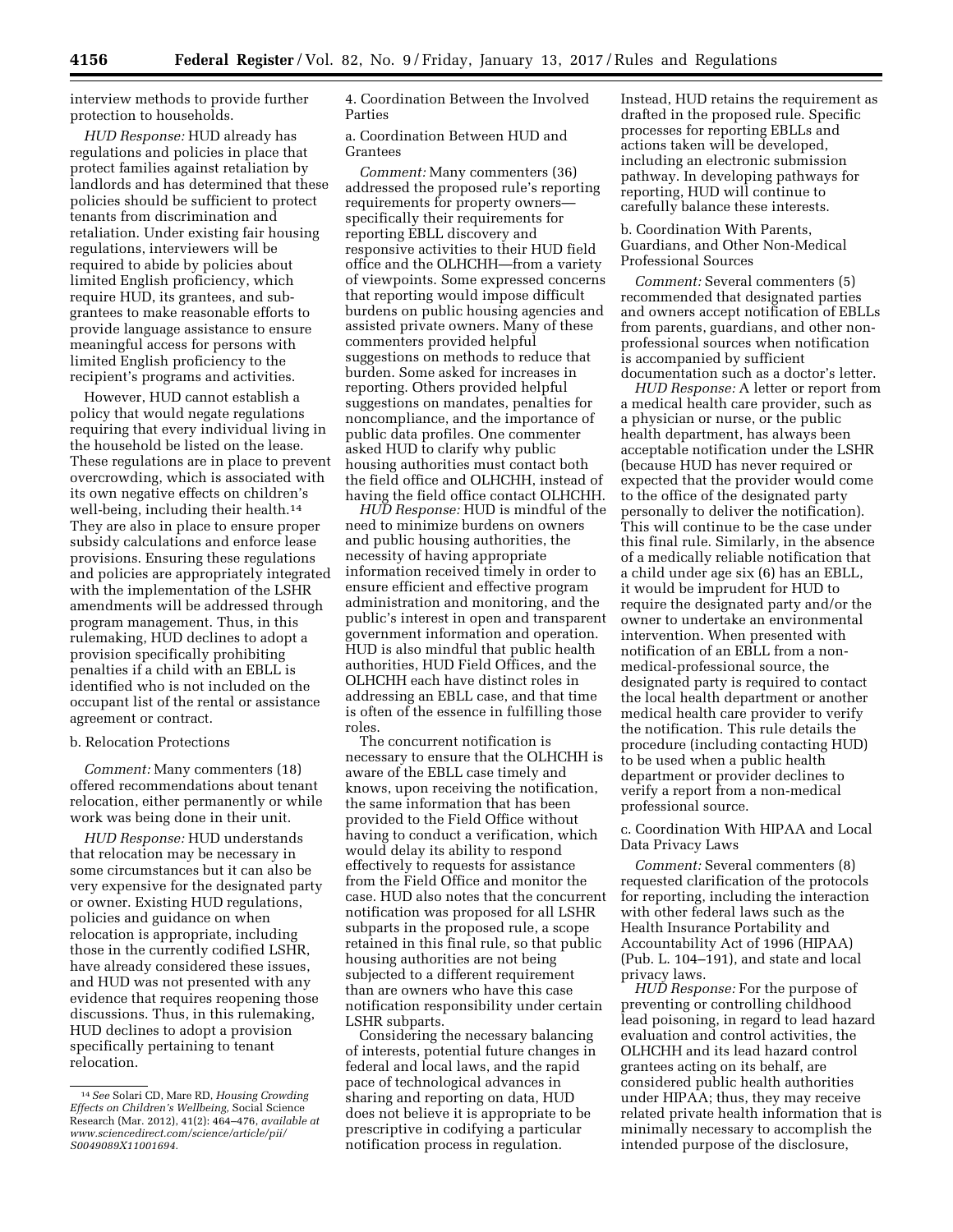interview methods to provide further protection to households.

*HUD Response:* HUD already has regulations and policies in place that protect families against retaliation by landlords and has determined that these policies should be sufficient to protect tenants from discrimination and retaliation. Under existing fair housing regulations, interviewers will be required to abide by policies about limited English proficiency, which require HUD, its grantees, and sub-grantees to make reasonable efforts to provide language assistance to ensure meaningful access for persons with limited English proficiency to the recipient's programs and activities.

However, HUD cannot establish a policy that would negate regulations requiring that every individual living in the household be listed on the lease. These regulations are in place to prevent overcrowding, which is associated with its own negative effects on children's well-being, including their health.[14] They are also in place to ensure proper subsidy calculations and enforce lease provisions. Ensuring these regulations and policies are appropriately integrated with the implementation of the LSHR amendments will be addressed through program management. Thus, in this rulemaking, HUD declines to adopt a provision specifically prohibiting penalties if a child with an EBLL is identified who is not included on the occupant list of the rental or assistance agreement or contract.

b. Relocation Protections

*Comment:* Many commenters (18) offered recommendations about tenant relocation, either permanently or while work was being done in their unit.

*HUD Response:* HUD understands that relocation may be necessary in some circumstances but it can also be very expensive for the designated party or owner. Existing HUD regulations, policies and guidance on when relocation is appropriate, including those in the currently codified LSHR, have already considered these issues, and HUD was not presented with any evidence that requires reopening those discussions. Thus, in this rulemaking, HUD declines to adopt a provision specifically pertaining to tenant relocation.

4. Coordination Between the Involved Parties

a. Coordination Between HUD and Grantees

*Comment:* Many commenters (36) addressed the proposed rule's reporting requirements for property owners—specifically their requirements for reporting EBLL discovery and responsive activities to their HUD field office and the OLHCHH—from a variety of viewpoints. Some expressed concerns that reporting would impose difficult burdens on public housing agencies and assisted private owners. Many of these commenters provided helpful suggestions on methods to reduce that burden. Some asked for increases in reporting. Others provided helpful suggestions on mandates, penalties for noncompliance, and the importance of public data profiles. One commenter asked HUD to clarify why public housing authorities must contact both the field office and OLHCHH, instead of having the field office contact OLHCHH.

*HUD Response:* HUD is mindful of the need to minimize burdens on owners and public housing authorities, the necessity of having appropriate information received timely in order to ensure efficient and effective program administration and monitoring, and the public's interest in open and transparent government information and operation. HUD is also mindful that public health authorities, HUD Field Offices, and the OLHCHH each have distinct roles in addressing an EBLL case, and that time is often of the essence in fulfilling those roles.

The concurrent notification is necessary to ensure that the OLHCHH is aware of the EBLL case timely and knows, upon receiving the notification, the same information that has been provided to the Field Office without having to conduct a verification, which would delay its ability to respond effectively to requests for assistance from the Field Office and monitor the case. HUD also notes that the concurrent notification was proposed for all LSHR subparts in the proposed rule, a scope retained in this final rule, so that public housing authorities are not being subjected to a different requirement than are owners who have this case notification responsibility under certain LSHR subparts.

Considering the necessary balancing of interests, potential future changes in federal and local laws, and the rapid pace of technological advances in sharing and reporting on data, HUD does not believe it is appropriate to be prescriptive in codifying a particular notification process in regulation. Instead, HUD retains the requirement as drafted in the proposed rule. Specific processes for reporting EBLLs and actions taken will be developed, including an electronic submission pathway. In developing pathways for reporting, HUD will continue to carefully balance these interests.

b. Coordination With Parents, Guardians, and Other Non-Medical Professional Sources

*Comment:* Several commenters (5) recommended that designated parties and owners accept notification of EBLLs from parents, guardians, and other non-professional sources when notification is accompanied by sufficient documentation such as a doctor's letter.

*HUD Response:* A letter or report from a medical health care provider, such as a physician or nurse, or the public health department, has always been acceptable notification under the LSHR (because HUD has never required or expected that the provider would come to the office of the designated party personally to deliver the notification). This will continue to be the case under this final rule. Similarly, in the absence of a medically reliable notification that a child under age six (6) has an EBLL, it would be imprudent for HUD to require the designated party and/or the owner to undertake an environmental intervention. When presented with notification of an EBLL from a non-medical-professional source, the designated party is required to contact the local health department or another medical health care provider to verify the notification. This rule details the procedure (including contacting HUD) to be used when a public health department or provider declines to verify a report from a non-medical professional source.

c. Coordination With HIPAA and Local Data Privacy Laws

*Comment:* Several commenters (8) requested clarification of the protocols for reporting, including the interaction with other federal laws such as the Health Insurance Portability and Accountability Act of 1996 (HIPAA) (Pub. L. 104–191), and state and local privacy laws.

*HUD Response:* For the purpose of preventing or controlling childhood lead poisoning, in regard to lead hazard evaluation and control activities, the OLHCHH and its lead hazard control grantees acting on its behalf, are considered public health authorities under HIPAA; thus, they may receive related private health information that is minimally necessary to accomplish the intended purpose of the disclosure,

[14] *See* Solari CD, Mare RD, *Housing Crowding Effects on Children's Wellbeing,* Social Science Research (Mar. 2012), 41(2): 464–476, *available at www.sciencedirect.com/science/article/pii/S0049089X11001694.*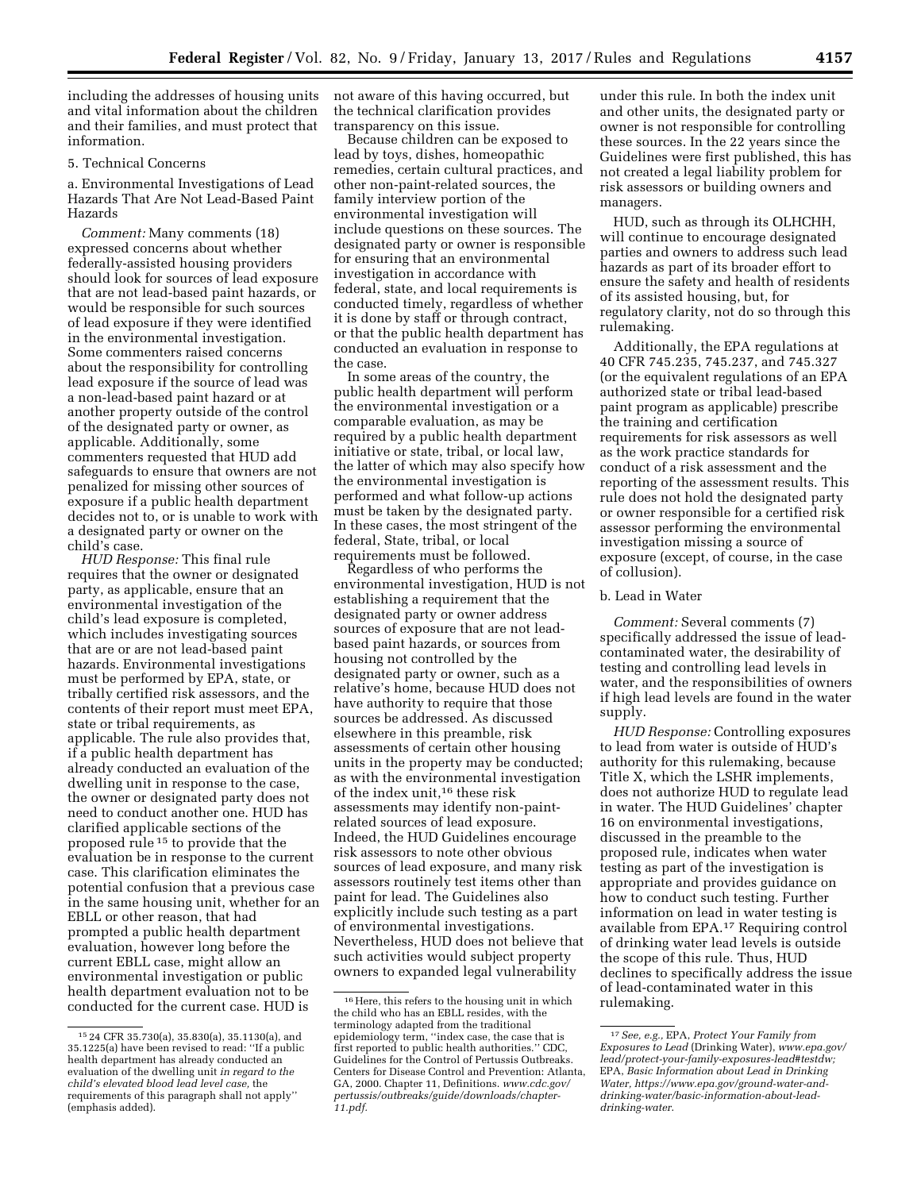including the addresses of housing units and vital information about the children and their families, and must protect that information.

5. Technical Concerns

a. Environmental Investigations of Lead Hazards That Are Not Lead-Based Paint Hazards

*Comment:* Many comments (18) expressed concerns about whether federally-assisted housing providers should look for sources of lead exposure that are not lead-based paint hazards, or would be responsible for such sources of lead exposure if they were identified in the environmental investigation. Some commenters raised concerns about the responsibility for controlling lead exposure if the source of lead was a non-lead-based paint hazard or at another property outside of the control of the designated party or owner, as applicable. Additionally, some commenters requested that HUD add safeguards to ensure that owners are not penalized for missing other sources of exposure if a public health department decides not to, or is unable to work with a designated party or owner on the child's case.

*HUD Response:* This final rule requires that the owner or designated party, as applicable, ensure that an environmental investigation of the child's lead exposure is completed, which includes investigating sources that are or are not lead-based paint hazards. Environmental investigations must be performed by EPA, state, or tribally certified risk assessors, and the contents of their report must meet EPA, state or tribal requirements, as applicable. The rule also provides that, if a public health department has already conducted an evaluation of the dwelling unit in response to the case, the owner or designated party does not need to conduct another one. HUD has clarified applicable sections of the proposed rule [15] to provide that the evaluation be in response to the current case. This clarification eliminates the potential confusion that a previous case in the same housing unit, whether for an EBLL or other reason, that had prompted a public health department evaluation, however long before the current EBLL case, might allow an environmental investigation or public health department evaluation not to be conducted for the current case. HUD is not aware of this having occurred, but the technical clarification provides transparency on this issue.

Because children can be exposed to lead by toys, dishes, homeopathic remedies, certain cultural practices, and other non-paint-related sources, the family interview portion of the environmental investigation will include questions on these sources. The designated party or owner is responsible for ensuring that an environmental investigation in accordance with federal, state, and local requirements is conducted timely, regardless of whether it is done by staff or through contract, or that the public health department has conducted an evaluation in response to the case.

In some areas of the country, the public health department will perform the environmental investigation or a comparable evaluation, as may be required by a public health department initiative or state, tribal, or local law, the latter of which may also specify how the environmental investigation is performed and what follow-up actions must be taken by the designated party. In these cases, the most stringent of the federal, State, tribal, or local requirements must be followed.

Regardless of who performs the environmental investigation, HUD is not establishing a requirement that the designated party or owner address sources of exposure that are not lead-based paint hazards, or sources from housing not controlled by the designated party or owner, such as a relative's home, because HUD does not have authority to require that those sources be addressed. As discussed elsewhere in this preamble, risk assessments of certain other housing units in the property may be conducted; as with the environmental investigation of the index unit,[16] these risk assessments may identify non-paint-related sources of lead exposure. Indeed, the HUD Guidelines encourage risk assessors to note other obvious sources of lead exposure, and many risk assessors routinely test items other than paint for lead. The Guidelines also explicitly include such testing as a part of environmental investigations. Nevertheless, HUD does not believe that such activities would subject property owners to expanded legal vulnerability under this rule. In both the index unit and other units, the designated party or owner is not responsible for controlling these sources. In the 22 years since the Guidelines were first published, this has not created a legal liability problem for risk assessors or building owners and managers.

HUD, such as through its OLHCHH, will continue to encourage designated parties and owners to address such lead hazards as part of its broader effort to ensure the safety and health of residents of its assisted housing, but, for regulatory clarity, not do so through this rulemaking.

Additionally, the EPA regulations at 40 CFR 745.235, 745.237, and 745.327 (or the equivalent regulations of an EPA authorized state or tribal lead-based paint program as applicable) prescribe the training and certification requirements for risk assessors as well as the work practice standards for conduct of a risk assessment and the reporting of the assessment results. This rule does not hold the designated party or owner responsible for a certified risk assessor performing the environmental investigation missing a source of exposure (except, of course, in the case of collusion).

b. Lead in Water

*Comment:* Several comments (7) specifically addressed the issue of lead-contaminated water, the desirability of testing and controlling lead levels in water, and the responsibilities of owners if high lead levels are found in the water supply.

*HUD Response:* Controlling exposures to lead from water is outside of HUD's authority for this rulemaking, because Title X, which the LSHR implements, does not authorize HUD to regulate lead in water. The HUD Guidelines' chapter 16 on environmental investigations, discussed in the preamble to the proposed rule, indicates when water testing as part of the investigation is appropriate and provides guidance on how to conduct such testing. Further information on lead in water testing is available from EPA.[17] Requiring control of drinking water lead levels is outside the scope of this rule. Thus, HUD declines to specifically address the issue of lead-contaminated water in this rulemaking.

---

[15] 24 CFR 35.730(a), 35.830(a), 35.1130(a), and 35.1225(a) have been revised to read: "If a public health department has already conducted an evaluation of the dwelling unit *in regard to the child's elevated blood lead level case,* the requirements of this paragraph shall not apply" (emphasis added).

[16] Here, this refers to the housing unit in which the child who has an EBLL resides, with the terminology adapted from the traditional epidemiology term, "index case, the case that is first reported to public health authorities." CDC, Guidelines for the Control of Pertussis Outbreaks. Centers for Disease Control and Prevention: Atlanta, GA, 2000. Chapter 11, Definitions. *www.cdc.gov/pertussis/outbreaks/guide/downloads/chapter-11.pdf.*

[17] *See, e.g.,* EPA, *Protect Your Family from Exposures to Lead* (Drinking Water), *www.epa.gov/lead/protect-your-family-exposures-lead#testdw;* EPA, *Basic Information about Lead in Drinking Water, https://www.epa.gov/ground-water-and-drinking-water/basic-information-about-lead-drinking-water.*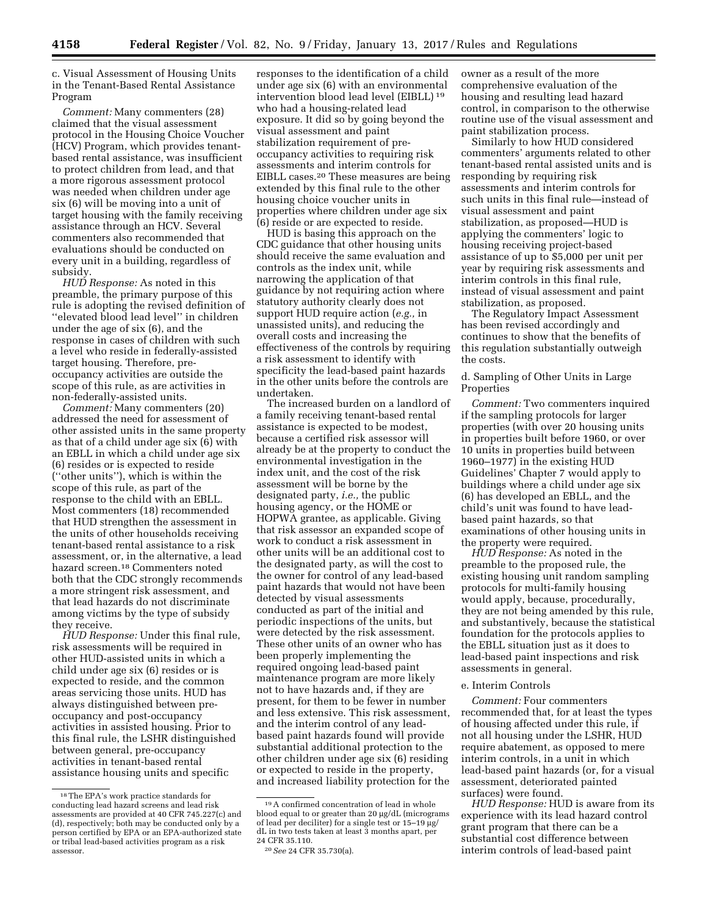c. Visual Assessment of Housing Units in the Tenant-Based Rental Assistance Program

*Comment:* Many commenters (28) claimed that the visual assessment protocol in the Housing Choice Voucher (HCV) Program, which provides tenant-based rental assistance, was insufficient to protect children from lead, and that a more rigorous assessment protocol was needed when children under age six (6) will be moving into a unit of target housing with the family receiving assistance through an HCV. Several commenters also recommended that evaluations should be conducted on every unit in a building, regardless of subsidy.

*HUD Response:* As noted in this preamble, the primary purpose of this rule is adopting the revised definition of ''elevated blood lead level'' in children under the age of six (6), and the response in cases of children with such a level who reside in federally-assisted target housing. Therefore, pre-occupancy activities are outside the scope of this rule, as are activities in non-federally-assisted units.

*Comment:* Many commenters (20) addressed the need for assessment of other assisted units in the same property as that of a child under age six (6) with an EBLL in which a child under age six (6) resides or is expected to reside (''other units''), which is within the scope of this rule, as part of the response to the child with an EBLL. Most commenters (18) recommended that HUD strengthen the assessment in the units of other households receiving tenant-based rental assistance to a risk assessment, or, in the alternative, a lead hazard screen.[18] Commenters noted both that the CDC strongly recommends a more stringent risk assessment, and that lead hazards do not discriminate among victims by the type of subsidy they receive.

*HUD Response:* Under this final rule, risk assessments will be required in other HUD-assisted units in which a child under age six (6) resides or is expected to reside, and the common areas servicing those units. HUD has always distinguished between pre-occupancy and post-occupancy activities in assisted housing. Prior to this final rule, the LSHR distinguished between general, pre-occupancy activities in tenant-based rental assistance housing units and specific responses to the identification of a child under age six (6) with an environmental intervention blood lead level (EIBLL)[19] who had a housing-related lead exposure. It did so by going beyond the visual assessment and paint stabilization requirement of pre-occupancy activities to requiring risk assessments and interim controls for EIBLL cases.[20] These measures are being extended by this final rule to the other housing choice voucher units in properties where children under age six (6) reside or are expected to reside.

HUD is basing this approach on the CDC guidance that other housing units should receive the same evaluation and controls as the index unit, while narrowing the application of that guidance by not requiring action where statutory authority clearly does not support HUD require action (*e.g.,* in unassisted units), and reducing the overall costs and increasing the effectiveness of the controls by requiring a risk assessment to identify with specificity the lead-based paint hazards in the other units before the controls are undertaken.

The increased burden on a landlord of a family receiving tenant-based rental assistance is expected to be modest, because a certified risk assessor will already be at the property to conduct the environmental investigation in the index unit, and the cost of the risk assessment will be borne by the designated party, *i.e.,* the public housing agency, or the HOME or HOPWA grantee, as applicable. Giving that risk assessor an expanded scope of work to conduct a risk assessment in other units will be an additional cost to the designated party, as will the cost to the owner for control of any lead-based paint hazards that would not have been detected by visual assessments conducted as part of the initial and periodic inspections of the units, but were detected by the risk assessment. These other units of an owner who has been properly implementing the required ongoing lead-based paint maintenance program are more likely not to have hazards and, if they are present, for them to be fewer in number and less extensive. This risk assessment, and the interim control of any lead-based paint hazards found will provide substantial additional protection to the other children under age six (6) residing or expected to reside in the property, and increased liability protection for the owner as a result of the more comprehensive evaluation of the housing and resulting lead hazard control, in comparison to the otherwise routine use of the visual assessment and paint stabilization process.

Similarly to how HUD considered commenters' arguments related to other tenant-based rental assisted units and is responding by requiring risk assessments and interim controls for such units in this final rule—instead of visual assessment and paint stabilization, as proposed—HUD is applying the commenters' logic to housing receiving project-based assistance of up to $5,000 per unit per year by requiring risk assessments and interim controls in this final rule, instead of visual assessment and paint stabilization, as proposed.

The Regulatory Impact Assessment has been revised accordingly and continues to show that the benefits of this regulation substantially outweigh the costs.

d. Sampling of Other Units in Large Properties

*Comment:* Two commenters inquired if the sampling protocols for larger properties (with over 20 housing units in properties built before 1960, or over 10 units in properties build between 1960–1977) in the existing HUD Guidelines' Chapter 7 would apply to buildings where a child under age six (6) has developed an EBLL, and the child's unit was found to have lead-based paint hazards, so that examinations of other housing units in the property were required.

*HUD Response:* As noted in the preamble to the proposed rule, the existing housing unit random sampling protocols for multi-family housing would apply, because, procedurally, they are not being amended by this rule, and substantively, because the statistical foundation for the protocols applies to the EBLL situation just as it does to lead-based paint inspections and risk assessments in general.

e. Interim Controls

*Comment:* Four commenters recommended that, for at least the types of housing affected under this rule, if not all housing under the LSHR, HUD require abatement, as opposed to mere interim controls, in a unit in which lead-based paint hazards (or, for a visual assessment, deteriorated painted surfaces) were found.

*HUD Response:* HUD is aware from its experience with its lead hazard control grant program that there can be a substantial cost difference between interim controls of lead-based paint

---

[18] The EPA's work practice standards for conducting lead hazard screens and lead risk assessments are provided at 40 CFR 745.227(c) and (d), respectively; both may be conducted only by a person certified by EPA or an EPA-authorized state or tribal lead-based activities program as a risk assessor.

[19] A confirmed concentration of lead in whole blood equal to or greater than 20 µg/dL (micrograms of lead per deciliter) for a single test or 15–19 µg/dL in two tests taken at least 3 months apart, per 24 CFR 35.110.

[20] *See* 24 CFR 35.730(a).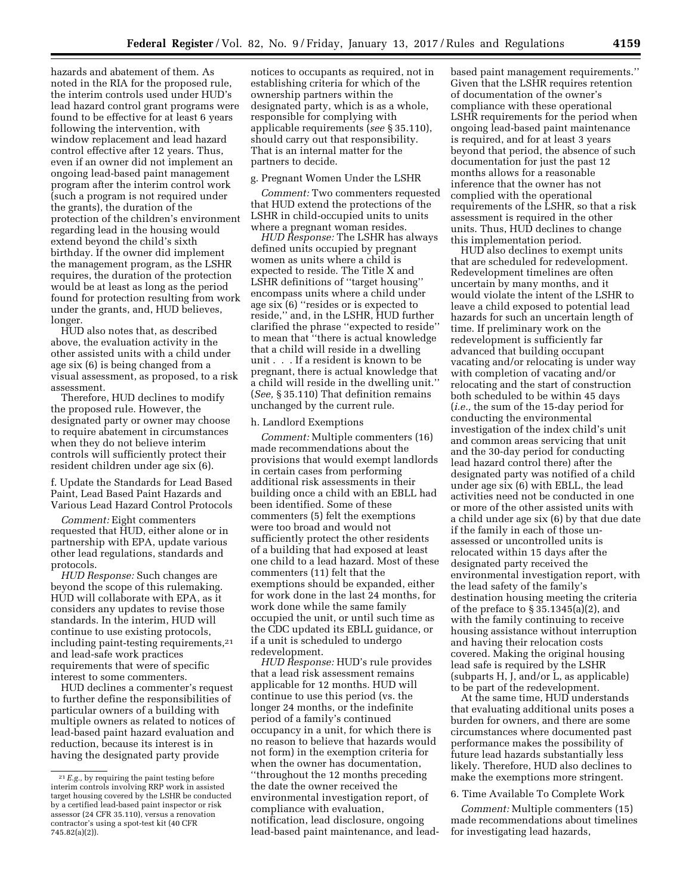hazards and abatement of them. As noted in the RIA for the proposed rule, the interim controls used under HUD's lead hazard control grant programs were found to be effective for at least 6 years following the intervention, with window replacement and lead hazard control effective after 12 years. Thus, even if an owner did not implement an ongoing lead-based paint management program after the interim control work (such a program is not required under the grants), the duration of the protection of the children's environment regarding lead in the housing would extend beyond the child's sixth birthday. If the owner did implement the management program, as the LSHR requires, the duration of the protection would be at least as long as the period found for protection resulting from work under the grants, and, HUD believes, longer.

HUD also notes that, as described above, the evaluation activity in the other assisted units with a child under age six (6) is being changed from a visual assessment, as proposed, to a risk assessment.

Therefore, HUD declines to modify the proposed rule. However, the designated party or owner may choose to require abatement in circumstances when they do not believe interim controls will sufficiently protect their resident children under age six (6).

f. Update the Standards for Lead Based Paint, Lead Based Paint Hazards and Various Lead Hazard Control Protocols

*Comment:* Eight commenters requested that HUD, either alone or in partnership with EPA, update various other lead regulations, standards and protocols.

*HUD Response:* Such changes are beyond the scope of this rulemaking. HUD will collaborate with EPA, as it considers any updates to revise those standards. In the interim, HUD will continue to use existing protocols, including paint-testing requirements,[21] and lead-safe work practices requirements that were of specific interest to some commenters.

HUD declines a commenter's request to further define the responsibilities of particular owners of a building with multiple owners as related to notices of lead-based paint hazard evaluation and reduction, because its interest is in having the designated party provide notices to occupants as required, not in establishing criteria for which of the ownership partners within the designated party, which is as a whole, responsible for complying with applicable requirements (*see* § 35.110), should carry out that responsibility. That is an internal matter for the partners to decide.

g. Pregnant Women Under the LSHR

*Comment:* Two commenters requested that HUD extend the protections of the LSHR in child-occupied units to units where a pregnant woman resides.

*HUD Response:* The LSHR has always defined units occupied by pregnant women as units where a child is expected to reside. The Title X and LSHR definitions of "target housing" encompass units where a child under age six (6) "resides or is expected to reside," and, in the LSHR, HUD further clarified the phrase "expected to reside" to mean that "there is actual knowledge that a child will reside in a dwelling unit . . . If a resident is known to be pregnant, there is actual knowledge that a child will reside in the dwelling unit." (*See,* § 35.110) That definition remains unchanged by the current rule.

h. Landlord Exemptions

*Comment:* Multiple commenters (16) made recommendations about the provisions that would exempt landlords in certain cases from performing additional risk assessments in their building once a child with an EBLL had been identified. Some of these commenters (5) felt the exemptions were too broad and would not sufficiently protect the other residents of a building that had exposed at least one child to a lead hazard. Most of these commenters (11) felt that the exemptions should be expanded, either for work done in the last 24 months, for work done while the same family occupied the unit, or until such time as the CDC updated its EBLL guidance, or if a unit is scheduled to undergo redevelopment.

*HUD Response:* HUD's rule provides that a lead risk assessment remains applicable for 12 months. HUD will continue to use this period (vs. the longer 24 months, or the indefinite period of a family's continued occupancy in a unit, for which there is no reason to believe that hazards would not form) in the exemption criteria for when the owner has documentation, "throughout the 12 months preceding the date the owner received the environmental investigation report, of compliance with evaluation, notification, lead disclosure, ongoing lead-based paint maintenance, and lead-based paint management requirements." Given that the LSHR requires retention of documentation of the owner's compliance with these operational LSHR requirements for the period when ongoing lead-based paint maintenance is required, and for at least 3 years beyond that period, the absence of such documentation for just the past 12 months allows for a reasonable inference that the owner has not complied with the operational requirements of the LSHR, so that a risk assessment is required in the other units. Thus, HUD declines to change this implementation period.

HUD also declines to exempt units that are scheduled for redevelopment. Redevelopment timelines are often uncertain by many months, and it would violate the intent of the LSHR to leave a child exposed to potential lead hazards for such an uncertain length of time. If preliminary work on the redevelopment is sufficiently far advanced that building occupant vacating and/or relocating is under way with completion of vacating and/or relocating and the start of construction both scheduled to be within 45 days (*i.e.,* the sum of the 15-day period for conducting the environmental investigation of the index child's unit and common areas servicing that unit and the 30-day period for conducting lead hazard control there) after the designated party was notified of a child under age six (6) with EBLL, the lead activities need not be conducted in one or more of the other assisted units with a child under age six (6) by that due date if the family in each of those un-assessed or uncontrolled units is relocated within 15 days after the designated party received the environmental investigation report, with the lead safety of the family's destination housing meeting the criteria of the preface to § 35.1345(a)(2), and with the family continuing to receive housing assistance without interruption and having their relocation costs covered. Making the original housing lead safe is required by the LSHR (subparts H, J, and/or L, as applicable) to be part of the redevelopment.

At the same time, HUD understands that evaluating additional units poses a burden for owners, and there are some circumstances where documented past performance makes the possibility of future lead hazards substantially less likely. Therefore, HUD also declines to make the exemptions more stringent.

6. Time Available To Complete Work

*Comment:* Multiple commenters (15) made recommendations about timelines for investigating lead hazards,

---

[21] *E.g.,* by requiring the paint testing before interim controls involving RRP work in assisted target housing covered by the LSHR be conducted by a certified lead-based paint inspector or risk assessor (24 CFR 35.110), versus a renovation contractor's using a spot-test kit (40 CFR 745.82(a)(2)).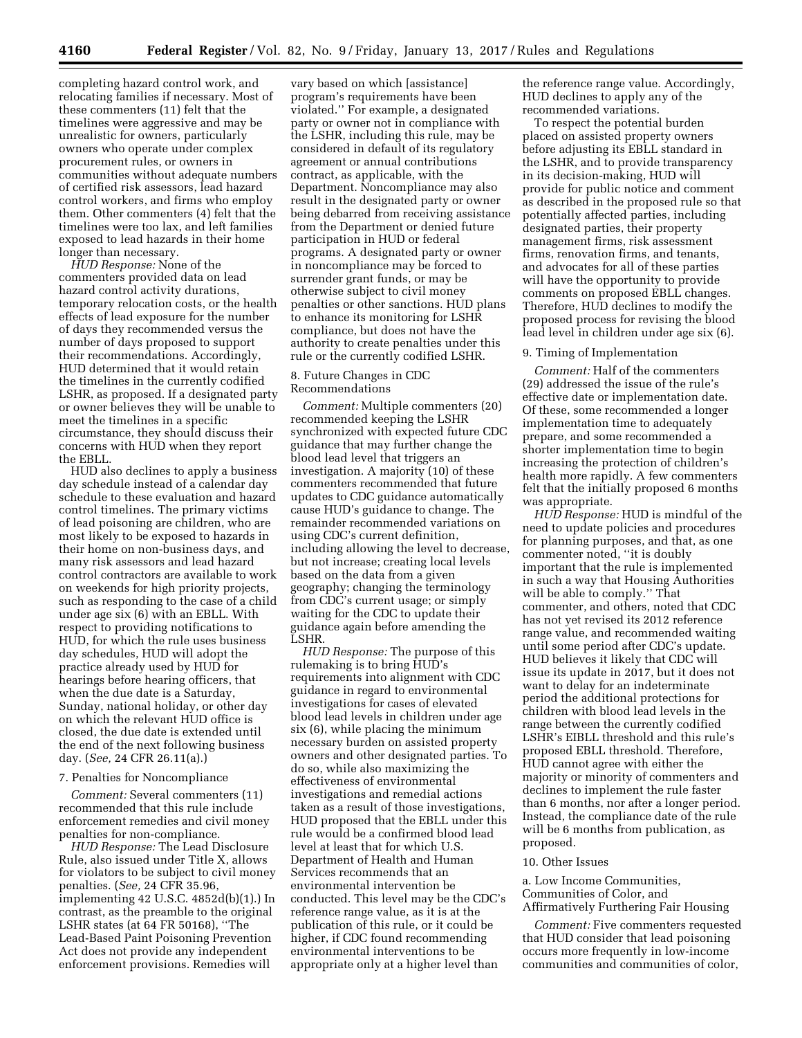completing hazard control work, and relocating families if necessary. Most of these commenters (11) felt that the timelines were aggressive and may be unrealistic for owners, particularly owners who operate under complex procurement rules, or owners in communities without adequate numbers of certified risk assessors, lead hazard control workers, and firms who employ them. Other commenters (4) felt that the timelines were too lax, and left families exposed to lead hazards in their home longer than necessary.

*HUD Response:* None of the commenters provided data on lead hazard control activity durations, temporary relocation costs, or the health effects of lead exposure for the number of days they recommended versus the number of days proposed to support their recommendations. Accordingly, HUD determined that it would retain the timelines in the currently codified LSHR, as proposed. If a designated party or owner believes they will be unable to meet the timelines in a specific circumstance, they should discuss their concerns with HUD when they report the EBLL.

HUD also declines to apply a business day schedule instead of a calendar day schedule to these evaluation and hazard control timelines. The primary victims of lead poisoning are children, who are most likely to be exposed to hazards in their home on non-business days, and many risk assessors and lead hazard control contractors are available to work on weekends for high priority projects, such as responding to the case of a child under age six (6) with an EBLL. With respect to providing notifications to HUD, for which the rule uses business day schedules, HUD will adopt the practice already used by HUD for hearings before hearing officers, that when the due date is a Saturday, Sunday, national holiday, or other day on which the relevant HUD office is closed, the due date is extended until the end of the next following business day. (*See,* 24 CFR 26.11(a).)

7. Penalties for Noncompliance

*Comment:* Several commenters (11) recommended that this rule include enforcement remedies and civil money penalties for non-compliance.

*HUD Response:* The Lead Disclosure Rule, also issued under Title X, allows for violators to be subject to civil money penalties. (*See,* 24 CFR 35.96, implementing 42 U.S.C. 4852d(b)(1).) In contrast, as the preamble to the original LSHR states (at 64 FR 50168), "The Lead-Based Paint Poisoning Prevention Act does not provide any independent enforcement provisions. Remedies will vary based on which [assistance] program's requirements have been violated." For example, a designated party or owner not in compliance with the LSHR, including this rule, may be considered in default of its regulatory agreement or annual contributions contract, as applicable, with the Department. Noncompliance may also result in the designated party or owner being debarred from receiving assistance from the Department or denied future participation in HUD or federal programs. A designated party or owner in noncompliance may be forced to surrender grant funds, or may be otherwise subject to civil money penalties or other sanctions. HUD plans to enhance its monitoring for LSHR compliance, but does not have the authority to create penalties under this rule or the currently codified LSHR.

8. Future Changes in CDC Recommendations

*Comment:* Multiple commenters (20) recommended keeping the LSHR synchronized with expected future CDC guidance that may further change the blood lead level that triggers an investigation. A majority (10) of these commenters recommended that future updates to CDC guidance automatically cause HUD's guidance to change. The remainder recommended variations on using CDC's current definition, including allowing the level to decrease, but not increase; creating local levels based on the data from a given geography; changing the terminology from CDC's current usage; or simply waiting for the CDC to update their guidance again before amending the LSHR.

*HUD Response:* The purpose of this rulemaking is to bring HUD's requirements into alignment with CDC guidance in regard to environmental investigations for cases of elevated blood lead levels in children under age six (6), while placing the minimum necessary burden on assisted property owners and other designated parties. To do so, while also maximizing the effectiveness of environmental investigations and remedial actions taken as a result of those investigations, HUD proposed that the EBLL under this rule would be a confirmed blood lead level at least that for which U.S. Department of Health and Human Services recommends that an environmental intervention be conducted. This level may be the CDC's reference range value, as it is at the publication of this rule, or it could be higher, if CDC found recommending environmental interventions to be appropriate only at a higher level than the reference range value. Accordingly, HUD declines to apply any of the recommended variations.

To respect the potential burden placed on assisted property owners before adjusting its EBLL standard in the LSHR, and to provide transparency in its decision-making, HUD will provide for public notice and comment as described in the proposed rule so that potentially affected parties, including designated parties, their property management firms, risk assessment firms, renovation firms, and tenants, and advocates for all of these parties will have the opportunity to provide comments on proposed EBLL changes. Therefore, HUD declines to modify the proposed process for revising the blood lead level in children under age six (6).

9. Timing of Implementation

*Comment:* Half of the commenters (29) addressed the issue of the rule's effective date or implementation date. Of these, some recommended a longer implementation time to adequately prepare, and some recommended a shorter implementation time to begin increasing the protection of children's health more rapidly. A few commenters felt that the initially proposed 6 months was appropriate.

*HUD Response:* HUD is mindful of the need to update policies and procedures for planning purposes, and that, as one commenter noted, "it is doubly important that the rule is implemented in such a way that Housing Authorities will be able to comply." That commenter, and others, noted that CDC has not yet revised its 2012 reference range value, and recommended waiting until some period after CDC's update. HUD believes it likely that CDC will issue its update in 2017, but it does not want to delay for an indeterminate period the additional protections for children with blood lead levels in the range between the currently codified LSHR's EIBLL threshold and this rule's proposed EBLL threshold. Therefore, HUD cannot agree with either the majority or minority of commenters and declines to implement the rule faster than 6 months, nor after a longer period. Instead, the compliance date of the rule will be 6 months from publication, as proposed.

10. Other Issues

a. Low Income Communities, Communities of Color, and Affirmatively Furthering Fair Housing

*Comment:* Five commenters requested that HUD consider that lead poisoning occurs more frequently in low-income communities and communities of color,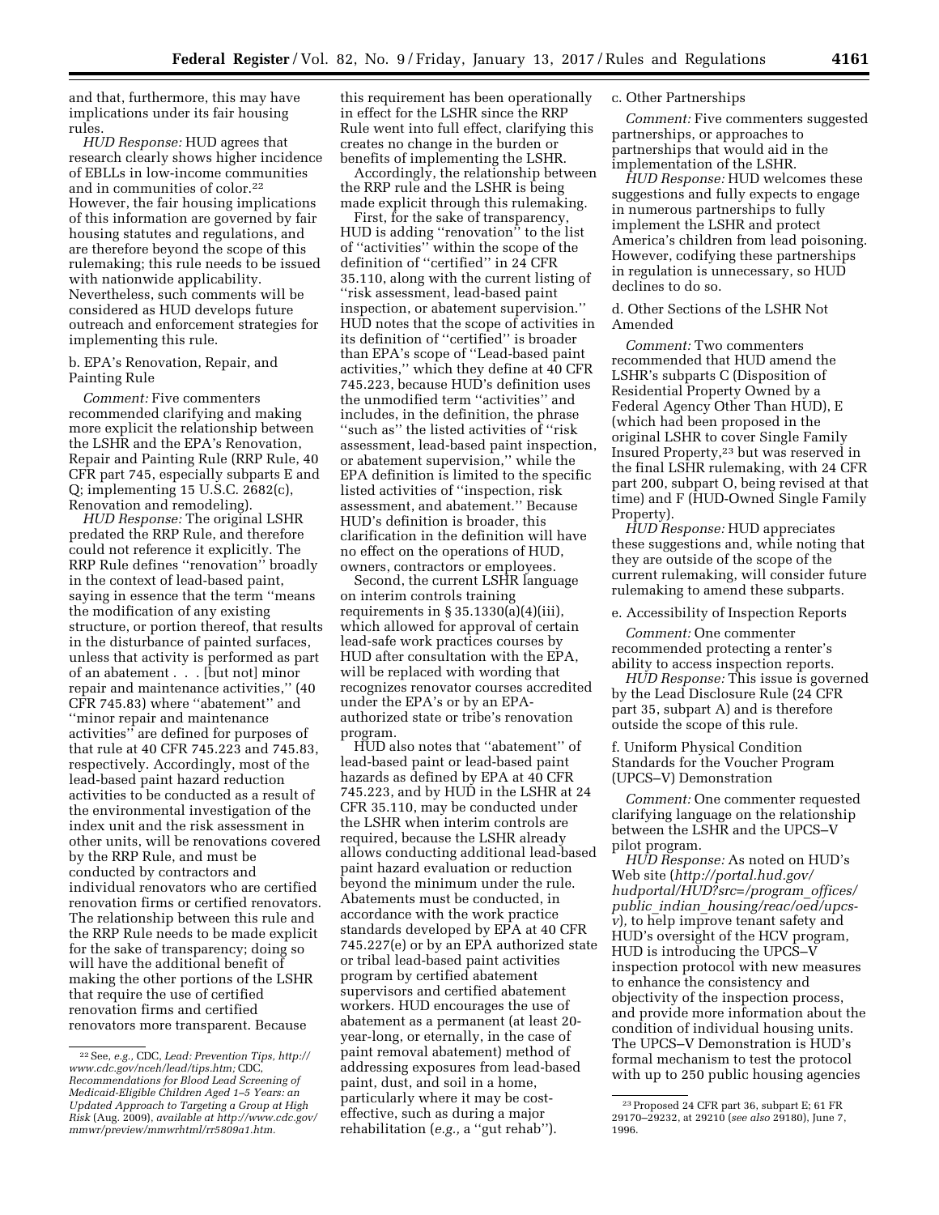and that, furthermore, this may have implications under its fair housing rules.

*HUD Response:* HUD agrees that research clearly shows higher incidence of EBLLs in low-income communities and in communities of color.[22] However, the fair housing implications of this information are governed by fair housing statutes and regulations, and are therefore beyond the scope of this rulemaking; this rule needs to be issued with nationwide applicability. Nevertheless, such comments will be considered as HUD develops future outreach and enforcement strategies for implementing this rule.

b. EPA's Renovation, Repair, and Painting Rule

*Comment:* Five commenters recommended clarifying and making more explicit the relationship between the LSHR and the EPA's Renovation, Repair and Painting Rule (RRP Rule, 40 CFR part 745, especially subparts E and Q; implementing 15 U.S.C. 2682(c), Renovation and remodeling).

*HUD Response:* The original LSHR predated the RRP Rule, and therefore could not reference it explicitly. The RRP Rule defines ''renovation'' broadly in the context of lead-based paint, saying in essence that the term ''means the modification of any existing structure, or portion thereof, that results in the disturbance of painted surfaces, unless that activity is performed as part of an abatement . . . [but not] minor repair and maintenance activities,'' (40 CFR 745.83) where ''abatement'' and ''minor repair and maintenance activities'' are defined for purposes of that rule at 40 CFR 745.223 and 745.83, respectively. Accordingly, most of the lead-based paint hazard reduction activities to be conducted as a result of the environmental investigation of the index unit and the risk assessment in other units, will be renovations covered by the RRP Rule, and must be conducted by contractors and individual renovators who are certified renovation firms or certified renovators. The relationship between this rule and the RRP Rule needs to be made explicit for the sake of transparency; doing so will have the additional benefit of making the other portions of the LSHR that require the use of certified renovation firms and certified renovators more transparent. Because this requirement has been operationally in effect for the LSHR since the RRP Rule went into full effect, clarifying this creates no change in the burden or benefits of implementing the LSHR.

Accordingly, the relationship between the RRP rule and the LSHR is being made explicit through this rulemaking.

First, for the sake of transparency, HUD is adding ''renovation'' to the list of ''activities'' within the scope of the definition of ''certified'' in 24 CFR 35.110, along with the current listing of ''risk assessment, lead-based paint inspection, or abatement supervision.'' HUD notes that the scope of activities in its definition of ''certified'' is broader than EPA's scope of ''Lead-based paint activities,'' which they define at 40 CFR 745.223, because HUD's definition uses the unmodified term ''activities'' and includes, in the definition, the phrase ''such as'' the listed activities of ''risk assessment, lead-based paint inspection, or abatement supervision,'' while the EPA definition is limited to the specific listed activities of ''inspection, risk assessment, and abatement.'' Because HUD's definition is broader, this clarification in the definition will have no effect on the operations of HUD, owners, contractors or employees.

Second, the current LSHR language on interim controls training requirements in § 35.1330(a)(4)(iii), which allowed for approval of certain lead-safe work practices courses by HUD after consultation with the EPA, will be replaced with wording that recognizes renovator courses accredited under the EPA's or by an EPA-authorized state or tribe's renovation program.

HUD also notes that ''abatement'' of lead-based paint or lead-based paint hazards as defined by EPA at 40 CFR 745.223, and by HUD in the LSHR at 24 CFR 35.110, may be conducted under the LSHR when interim controls are required, because the LSHR already allows conducting additional lead-based paint hazard evaluation or reduction beyond the minimum under the rule. Abatements must be conducted, in accordance with the work practice standards developed by EPA at 40 CFR 745.227(e) or by an EPA authorized state or tribal lead-based paint activities program by certified abatement supervisors and certified abatement workers. HUD encourages the use of abatement as a permanent (at least 20-year-long, or eternally, in the case of paint removal abatement) method of addressing exposures from lead-based paint, dust, and soil in a home, particularly where it may be cost-effective, such as during a major rehabilitation (*e.g.,* a ''gut rehab'').

c. Other Partnerships

*Comment:* Five commenters suggested partnerships, or approaches to partnerships that would aid in the implementation of the LSHR.

*HUD Response:* HUD welcomes these suggestions and fully expects to engage in numerous partnerships to fully implement the LSHR and protect America's children from lead poisoning. However, codifying these partnerships in regulation is unnecessary, so HUD declines to do so.

d. Other Sections of the LSHR Not Amended

*Comment:* Two commenters recommended that HUD amend the LSHR's subparts C (Disposition of Residential Property Owned by a Federal Agency Other Than HUD), E (which had been proposed in the original LSHR to cover Single Family Insured Property,[23] but was reserved in the final LSHR rulemaking, with 24 CFR part 200, subpart O, being revised at that time) and F (HUD-Owned Single Family Property).

*HUD Response:* HUD appreciates these suggestions and, while noting that they are outside of the scope of the current rulemaking, will consider future rulemaking to amend these subparts.

e. Accessibility of Inspection Reports

*Comment:* One commenter recommended protecting a renter's ability to access inspection reports.

*HUD Response:* This issue is governed by the Lead Disclosure Rule (24 CFR part 35, subpart A) and is therefore outside the scope of this rule.

f. Uniform Physical Condition Standards for the Voucher Program (UPCS–V) Demonstration

*Comment:* One commenter requested clarifying language on the relationship between the LSHR and the UPCS–V pilot program.

*HUD Response:* As noted on HUD's Web site (*http://portal.hud.gov/hudportal/HUD?src=/program_offices/public_indian_housing/reac/oed/upcs-v*), to help improve tenant safety and HUD's oversight of the HCV program, HUD is introducing the UPCS–V inspection protocol with new measures to enhance the consistency and objectivity of the inspection process, and provide more information about the condition of individual housing units. The UPCS–V Demonstration is HUD's formal mechanism to test the protocol with up to 250 public housing agencies

---

[22] See, *e.g.,* CDC, *Lead: Prevention Tips, http://www.cdc.gov/nceh/lead/tips.htm;* CDC, *Recommendations for Blood Lead Screening of Medicaid-Eligible Children Aged 1–5 Years: an Updated Approach to Targeting a Group at High Risk* (Aug. 2009), *available at http://www.cdc.gov/mmwr/preview/mmwrhtml/rr5809a1.htm.*

[23] Proposed 24 CFR part 36, subpart E; 61 FR 29170–29232, at 29210 (*see also* 29180), June 7, 1996.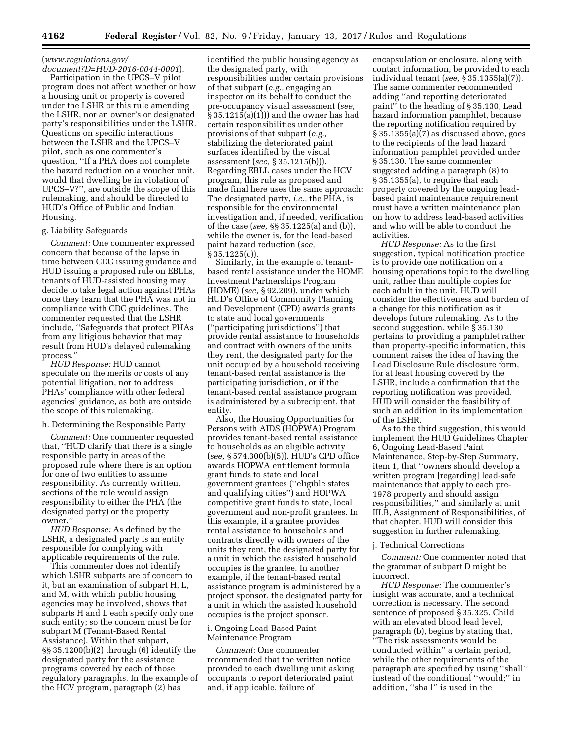(*www.regulations.gov/document?D=HUD-2016-0044-0001*).

Participation in the UPCS–V pilot program does not affect whether or how a housing unit or property is covered under the LSHR or this rule amending the LSHR, nor an owner's or designated party's responsibilities under the LSHR. Questions on specific interactions between the LSHR and the UPCS–V pilot, such as one commenter's question, ''If a PHA does not complete the hazard reduction on a voucher unit, would that dwelling be in violation of UPCS–V?'', are outside the scope of this rulemaking, and should be directed to HUD's Office of Public and Indian Housing.

g. Liability Safeguards

*Comment:* One commenter expressed concern that because of the lapse in time between CDC issuing guidance and HUD issuing a proposed rule on EBLLs, tenants of HUD-assisted housing may decide to take legal action against PHAs once they learn that the PHA was not in compliance with CDC guidelines. The commenter requested that the LSHR include, ''Safeguards that protect PHAs from any litigious behavior that may result from HUD's delayed rulemaking process.''

*HUD Response:* HUD cannot speculate on the merits or costs of any potential litigation, nor to address PHAs' compliance with other federal agencies' guidance, as both are outside the scope of this rulemaking.

h. Determining the Responsible Party

*Comment:* One commenter requested that, ''HUD clarify that there is a single responsible party in areas of the proposed rule where there is an option for one of two entities to assume responsibility. As currently written, sections of the rule would assign responsibility to either the PHA (the designated party) or the property owner.''

*HUD Response:* As defined by the LSHR, a designated party is an entity responsible for complying with applicable requirements of the rule.

This commenter does not identify which LSHR subparts are of concern to it, but an examination of subpart H, L, and M, with which public housing agencies may be involved, shows that subparts H and L each specify only one such entity; so the concern must be for subpart M (Tenant-Based Rental Assistance). Within that subpart, §§ 35.1200(b)(2) through (6) identify the designated party for the assistance programs covered by each of those regulatory paragraphs. In the example of the HCV program, paragraph (2) has identified the public housing agency as the designated party, with responsibilities under certain provisions of that subpart (*e.g.,* engaging an inspector on its behalf to conduct the pre-occupancy visual assessment (*see,* § 35.1215(a)(1))) and the owner has had certain responsibilities under other provisions of that subpart (*e.g.,* stabilizing the deteriorated paint surfaces identified by the visual assessment (*see,* § 35.1215(b))). Regarding EBLL cases under the HCV program, this rule as proposed and made final here uses the same approach: The designated party, *i.e.,* the PHA, is responsible for the environmental investigation and, if needed, verification of the case (*see,* §§ 35.1225(a) and (b)), while the owner is, for the lead-based paint hazard reduction (*see,* § 35.1225(c)).

Similarly, in the example of tenant-based rental assistance under the HOME Investment Partnerships Program (HOME) (*see,* § 92.209), under which HUD's Office of Community Planning and Development (CPD) awards grants to state and local governments (''participating jurisdictions'') that provide rental assistance to households and contract with owners of the units they rent, the designated party for the unit occupied by a household receiving tenant-based rental assistance is the participating jurisdiction, or if the tenant-based rental assistance program is administered by a subrecipient, that entity.

Also, the Housing Opportunities for Persons with AIDS (HOPWA) Program provides tenant-based rental assistance to households as an eligible activity (*see,* § 574.300(b)(5)). HUD's CPD office awards HOPWA entitlement formula grant funds to state and local government grantees (''eligible states and qualifying cities'') and HOPWA competitive grant funds to state, local government and non-profit grantees. In this example, if a grantee provides rental assistance to households and contracts directly with owners of the units they rent, the designated party for a unit in which the assisted household occupies is the grantee. In another example, if the tenant-based rental assistance program is administered by a project sponsor, the designated party for a unit in which the assisted household occupies is the project sponsor.

i. Ongoing Lead-Based Paint Maintenance Program

*Comment:* One commenter recommended that the written notice provided to each dwelling unit asking occupants to report deteriorated paint and, if applicable, failure of encapsulation or enclosure, along with contact information, be provided to each individual tenant (*see,* § 35.1355(a)(7)). The same commenter recommended adding ''and reporting deteriorated paint'' to the heading of § 35.130, Lead hazard information pamphlet, because the reporting notification required by § 35.1355(a)(7) as discussed above, goes to the recipients of the lead hazard information pamphlet provided under § 35.130. The same commenter suggested adding a paragraph (8) to § 35.1355(a), to require that each property covered by the ongoing lead-based paint maintenance requirement must have a written maintenance plan on how to address lead-based activities and who will be able to conduct the activities.

*HUD Response:* As to the first suggestion, typical notification practice is to provide one notification on a housing operations topic to the dwelling unit, rather than multiple copies for each adult in the unit. HUD will consider the effectiveness and burden of a change for this notification as it develops future rulemaking. As to the second suggestion, while § 35.130 pertains to providing a pamphlet rather than property-specific information, this comment raises the idea of having the Lead Disclosure Rule disclosure form, for at least housing covered by the LSHR, include a confirmation that the reporting notification was provided. HUD will consider the feasibility of such an addition in its implementation of the LSHR.

As to the third suggestion, this would implement the HUD Guidelines Chapter 6, Ongoing Lead-Based Paint Maintenance, Step-by-Step Summary, item 1, that ''owners should develop a written program [regarding] lead-safe maintenance that apply to each pre-1978 property and should assign responsibilities,'' and similarly at unit III.B, Assignment of Responsibilities, of that chapter. HUD will consider this suggestion in further rulemaking.

j. Technical Corrections

*Comment:* One commenter noted that the grammar of subpart D might be incorrect.

*HUD Response:* The commenter's insight was accurate, and a technical correction is necessary. The second sentence of proposed § 35.325, Child with an elevated blood lead level, paragraph (b), begins by stating that, ''The risk assessments would be conducted within'' a certain period, while the other requirements of the paragraph are specified by using ''shall'' instead of the conditional ''would;'' in addition, ''shall'' is used in the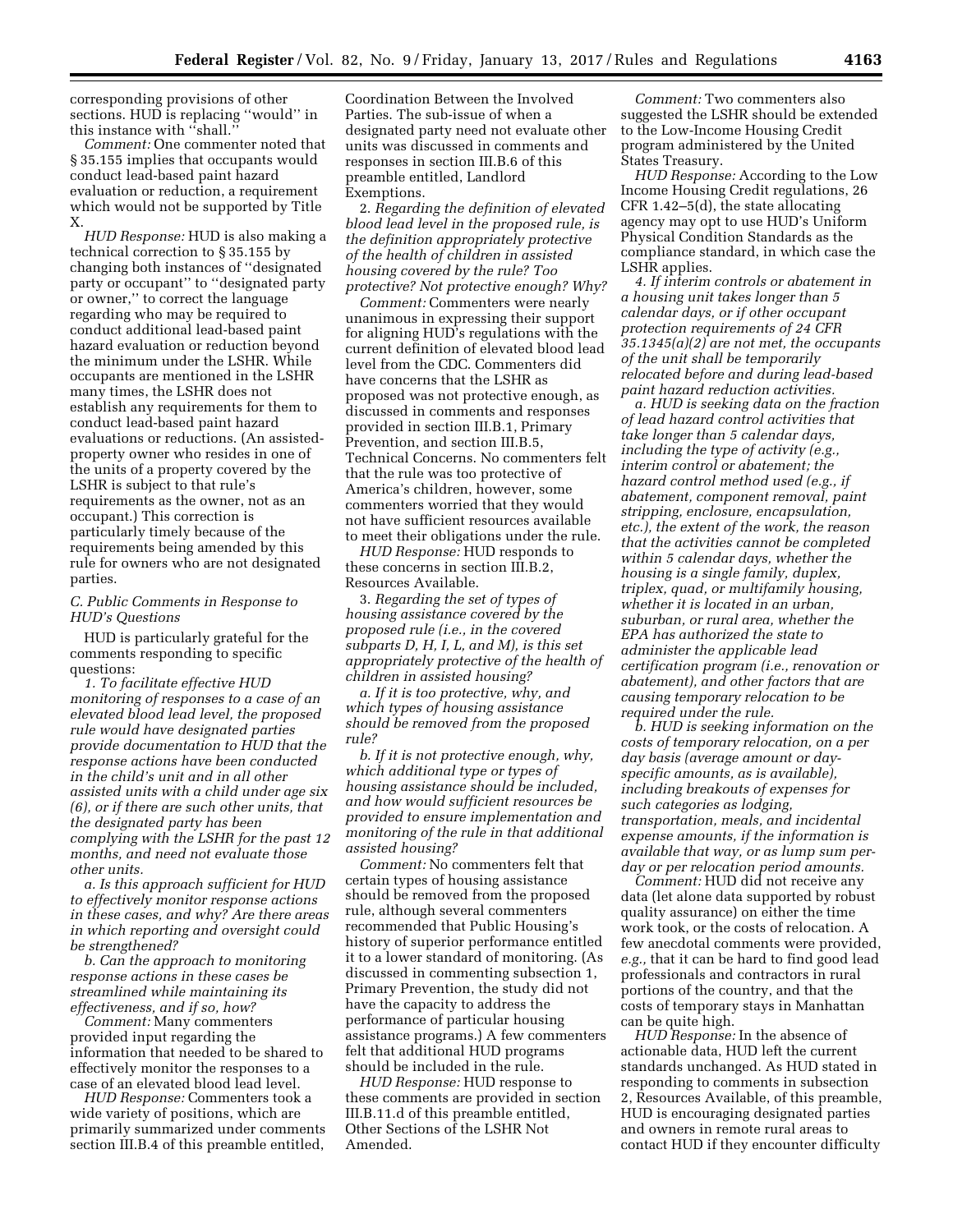corresponding provisions of other sections. HUD is replacing ''would'' in this instance with ''shall.''

*Comment:* One commenter noted that § 35.155 implies that occupants would conduct lead-based paint hazard evaluation or reduction, a requirement which would not be supported by Title X.

*HUD Response:* HUD is also making a technical correction to § 35.155 by changing both instances of ''designated party or occupant'' to ''designated party or owner,'' to correct the language regarding who may be required to conduct additional lead-based paint hazard evaluation or reduction beyond the minimum under the LSHR. While occupants are mentioned in the LSHR many times, the LSHR does not establish any requirements for them to conduct lead-based paint hazard evaluations or reductions. (An assisted-property owner who resides in one of the units of a property covered by the LSHR is subject to that rule's requirements as the owner, not as an occupant.) This correction is particularly timely because of the requirements being amended by this rule for owners who are not designated parties.

## C. Public Comments in Response to HUD's Questions

HUD is particularly grateful for the comments responding to specific questions:

*1. To facilitate effective HUD monitoring of responses to a case of an elevated blood lead level, the proposed rule would have designated parties provide documentation to HUD that the response actions have been conducted in the child's unit and in all other assisted units with a child under age six (6), or if there are such other units, that the designated party has been complying with the LSHR for the past 12 months, and need not evaluate those other units.*

*a. Is this approach sufficient for HUD to effectively monitor response actions in these cases, and why? Are there areas in which reporting and oversight could be strengthened?*

*b. Can the approach to monitoring response actions in these cases be streamlined while maintaining its effectiveness, and if so, how?*

*Comment:* Many commenters provided input regarding the information that needed to be shared to effectively monitor the responses to a case of an elevated blood lead level.

*HUD Response:* Commenters took a wide variety of positions, which are primarily summarized under comments section III.B.4 of this preamble entitled, Coordination Between the Involved Parties. The sub-issue of when a designated party need not evaluate other units was discussed in comments and responses in section III.B.6 of this preamble entitled, Landlord Exemptions.

*2. Regarding the definition of elevated blood lead level in the proposed rule, is the definition appropriately protective of the health of children in assisted housing covered by the rule? Too protective? Not protective enough? Why?*

*Comment:* Commenters were nearly unanimous in expressing their support for aligning HUD's regulations with the current definition of elevated blood lead level from the CDC. Commenters did have concerns that the LSHR as proposed was not protective enough, as discussed in comments and responses provided in section III.B.1, Primary Prevention, and section III.B.5, Technical Concerns. No commenters felt that the rule was too protective of America's children, however, some commenters worried that they would not have sufficient resources available to meet their obligations under the rule.

*HUD Response:* HUD responds to these concerns in section III.B.2, Resources Available.

*3. Regarding the set of types of housing assistance covered by the proposed rule (i.e., in the covered subparts D, H, I, L, and M), is this set appropriately protective of the health of children in assisted housing?*

*a. If it is too protective, why, and which types of housing assistance should be removed from the proposed rule?*

*b. If it is not protective enough, why, which additional type or types of housing assistance should be included, and how would sufficient resources be provided to ensure implementation and monitoring of the rule in that additional assisted housing?*

*Comment:* No commenters felt that certain types of housing assistance should be removed from the proposed rule, although several commenters recommended that Public Housing's history of superior performance entitled it to a lower standard of monitoring. (As discussed in commenting subsection 1, Primary Prevention, the study did not have the capacity to address the performance of particular housing assistance programs.) A few commenters felt that additional HUD programs should be included in the rule.

*HUD Response:* HUD response to these comments are provided in section III.B.11.d of this preamble entitled, Other Sections of the LSHR Not Amended.

*Comment:* Two commenters also suggested the LSHR should be extended to the Low-Income Housing Credit program administered by the United States Treasury.

*HUD Response:* According to the Low Income Housing Credit regulations, 26 CFR 1.42–5(d), the state allocating agency may opt to use HUD's Uniform Physical Condition Standards as the compliance standard, in which case the LSHR applies.

*4. If interim controls or abatement in a housing unit takes longer than 5 calendar days, or if other occupant protection requirements of 24 CFR 35.1345(a)(2) are not met, the occupants of the unit shall be temporarily relocated before and during lead-based paint hazard reduction activities.*

*a. HUD is seeking data on the fraction of lead hazard control activities that take longer than 5 calendar days, including the type of activity (e.g., interim control or abatement; the hazard control method used (e.g., if abatement, component removal, paint stripping, enclosure, encapsulation, etc.), the extent of the work, the reason that the activities cannot be completed within 5 calendar days, whether the housing is a single family, duplex, triplex, quad, or multifamily housing, whether it is located in an urban, suburban, or rural area, whether the EPA has authorized the state to administer the applicable lead certification program (i.e., renovation or abatement), and other factors that are causing temporary relocation to be required under the rule.*

*b. HUD is seeking information on the costs of temporary relocation, on a per day basis (average amount or day-specific amounts, as is available), including breakouts of expenses for such categories as lodging, transportation, meals, and incidental expense amounts, if the information is available that way, or as lump sum per-day or per relocation period amounts.*

*Comment:* HUD did not receive any data (let alone data supported by robust quality assurance) on either the time work took, or the costs of relocation. A few anecdotal comments were provided, *e.g.,* that it can be hard to find good lead professionals and contractors in rural portions of the country, and that the costs of temporary stays in Manhattan can be quite high.

*HUD Response:* In the absence of actionable data, HUD left the current standards unchanged. As HUD stated in responding to comments in subsection 2, Resources Available, of this preamble, HUD is encouraging designated parties and owners in remote rural areas to contact HUD if they encounter difficulty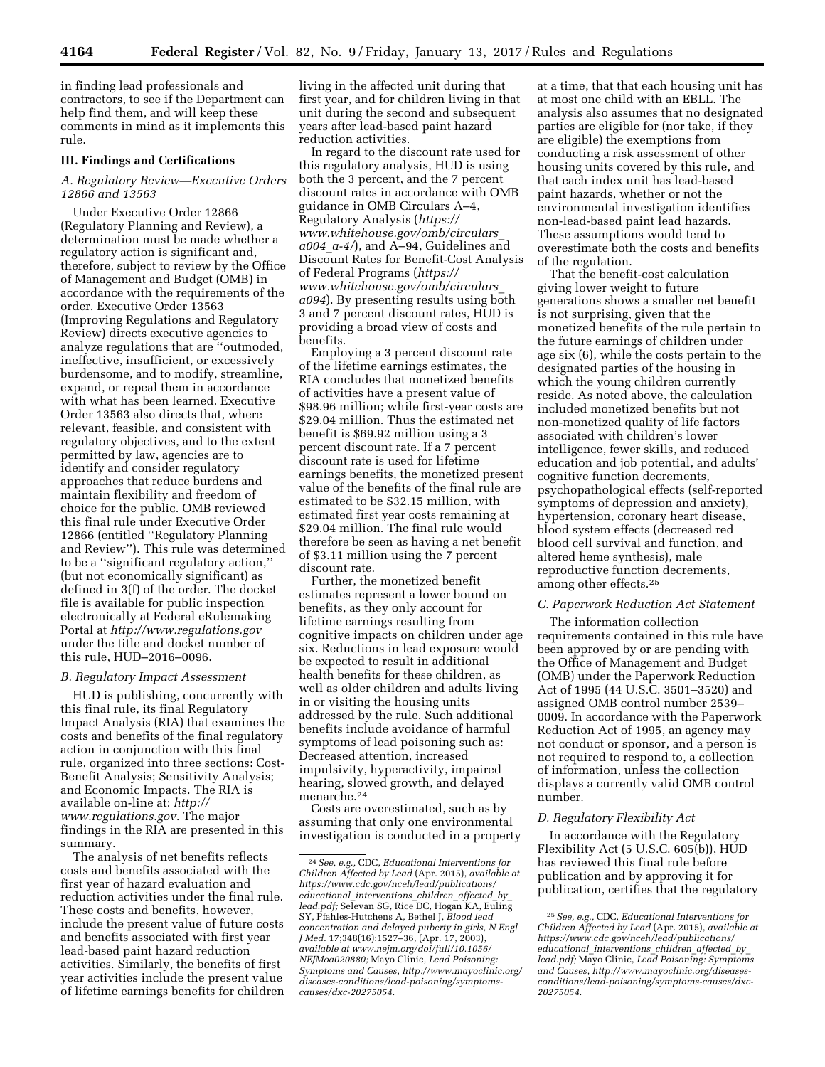in finding lead professionals and contractors, to see if the Department can help find them, and will keep these comments in mind as it implements this rule.

### III. Findings and Certifications

#### *A. Regulatory Review—Executive Orders 12866 and 13563*

Under Executive Order 12866 (Regulatory Planning and Review), a determination must be made whether a regulatory action is significant and, therefore, subject to review by the Office of Management and Budget (OMB) in accordance with the requirements of the order. Executive Order 13563 (Improving Regulations and Regulatory Review) directs executive agencies to analyze regulations that are ''outmoded, ineffective, insufficient, or excessively burdensome, and to modify, streamline, expand, or repeal them in accordance with what has been learned. Executive Order 13563 also directs that, where relevant, feasible, and consistent with regulatory objectives, and to the extent permitted by law, agencies are to identify and consider regulatory approaches that reduce burdens and maintain flexibility and freedom of choice for the public. OMB reviewed this final rule under Executive Order 12866 (entitled ''Regulatory Planning and Review''). This rule was determined to be a ''significant regulatory action,'' (but not economically significant) as defined in 3(f) of the order. The docket file is available for public inspection electronically at Federal eRulemaking Portal at *http://www.regulations.gov* under the title and docket number of this rule, HUD–2016–0096.

#### *B. Regulatory Impact Assessment*

HUD is publishing, concurrently with this final rule, its final Regulatory Impact Analysis (RIA) that examines the costs and benefits of the final regulatory action in conjunction with this final rule, organized into three sections: Cost-Benefit Analysis; Sensitivity Analysis; and Economic Impacts. The RIA is available on-line at: *http://www.regulations.gov.* The major findings in the RIA are presented in this summary.

The analysis of net benefits reflects costs and benefits associated with the first year of hazard evaluation and reduction activities under the final rule. These costs and benefits, however, include the present value of future costs and benefits associated with first year lead-based paint hazard reduction activities. Similarly, the benefits of first year activities include the present value of lifetime earnings benefits for children living in the affected unit during that first year, and for children living in that unit during the second and subsequent years after lead-based paint hazard reduction activities.

In regard to the discount rate used for this regulatory analysis, HUD is using both the 3 percent, and the 7 percent discount rates in accordance with OMB guidance in OMB Circulars A–4, Regulatory Analysis (*https://www.whitehouse.gov/omb/circulars_a004_a-4/*), and A–94, Guidelines and Discount Rates for Benefit-Cost Analysis of Federal Programs (*https://www.whitehouse.gov/omb/circulars_a094*). By presenting results using both 3 and 7 percent discount rates, HUD is providing a broad view of costs and benefits.

Employing a 3 percent discount rate of the lifetime earnings estimates, the RIA concludes that monetized benefits of activities have a present value of $98.96 million; while first-year costs are $29.04 million. Thus the estimated net benefit is $69.92 million using a 3 percent discount rate. If a 7 percent discount rate is used for lifetime earnings benefits, the monetized present value of the benefits of the final rule are estimated to be $32.15 million, with estimated first year costs remaining at $29.04 million. The final rule would therefore be seen as having a net benefit of $3.11 million using the 7 percent discount rate.

Further, the monetized benefit estimates represent a lower bound on benefits, as they only account for lifetime earnings resulting from cognitive impacts on children under age six. Reductions in lead exposure would be expected to result in additional health benefits for these children, as well as older children and adults living in or visiting the housing units addressed by the rule. Such additional benefits include avoidance of harmful symptoms of lead poisoning such as: Decreased attention, increased impulsivity, hyperactivity, impaired hearing, slowed growth, and delayed menarche.[24]

Costs are overestimated, such as by assuming that only one environmental investigation is conducted in a property at a time, that that each housing unit has at most one child with an EBLL. The analysis also assumes that no designated parties are eligible for (nor take, if they are eligible) the exemptions from conducting a risk assessment of other housing units covered by this rule, and that each index unit has lead-based paint hazards, whether or not the environmental investigation identifies non-lead-based paint lead hazards. These assumptions would tend to overestimate both the costs and benefits of the regulation.

That the benefit-cost calculation giving lower weight to future generations shows a smaller net benefit is not surprising, given that the monetized benefits of the rule pertain to the future earnings of children under age six (6), while the costs pertain to the designated parties of the housing in which the young children currently reside. As noted above, the calculation included monetized benefits but not non-monetized quality of life factors associated with children's lower intelligence, fewer skills, and reduced education and job potential, and adults' cognitive function decrements, psychopathological effects (self-reported symptoms of depression and anxiety), hypertension, coronary heart disease, blood system effects (decreased red blood cell survival and function, and altered heme synthesis), male reproductive function decrements, among other effects.[25]

#### *C. Paperwork Reduction Act Statement*

The information collection requirements contained in this rule have been approved by or are pending with the Office of Management and Budget (OMB) under the Paperwork Reduction Act of 1995 (44 U.S.C. 3501–3520) and assigned OMB control number 2539–0009. In accordance with the Paperwork Reduction Act of 1995, an agency may not conduct or sponsor, and a person is not required to respond to, a collection of information, unless the collection displays a currently valid OMB control number.

#### *D. Regulatory Flexibility Act*

In accordance with the Regulatory Flexibility Act (5 U.S.C. 605(b)), HUD has reviewed this final rule before publication and by approving it for publication, certifies that the regulatory

---

[24] *See, e.g.,* CDC, *Educational Interventions for Children Affected by Lead* (Apr. 2015), *available at https://www.cdc.gov/nceh/lead/publications/educational_interventions_children_affected_by_lead.pdf;* Selevan SG, Rice DC, Hogan KA, Euling SY, Pfahles-Hutchens A, Bethel J, *Blood lead concentration and delayed puberty in girls, N Engl J Med.* 17;348(16):1527–36, (Apr. 17, 2003), *available at www.nejm.org/doi/full/10.1056/NEJMoa020880;* Mayo Clinic, *Lead Poisoning: Symptoms and Causes, http://www.mayoclinic.org/diseases-conditions/lead-poisoning/symptoms-causes/dxc-20275054.*

[25] *See, e.g.,* CDC, *Educational Interventions for Children Affected by Lead* (Apr. 2015), *available at https://www.cdc.gov/nceh/lead/publications/educational_interventions_children_affected_by_lead.pdf;* Mayo Clinic, *Lead Poisoning: Symptoms and Causes, http://www.mayoclinic.org/diseases-conditions/lead-poisoning/symptoms-causes/dxc-20275054.*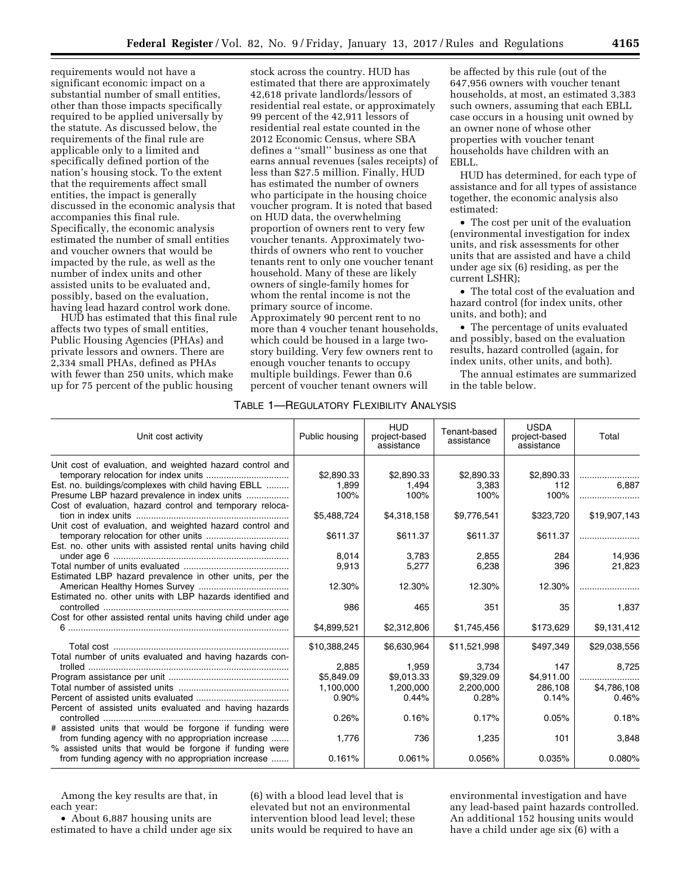requirements would not have a significant economic impact on a substantial number of small entities, other than those impacts specifically required to be applied universally by the statute. As discussed below, the requirements of the final rule are applicable only to a limited and specifically defined portion of the nation's housing stock. To the extent that the requirements affect small entities, the impact is generally discussed in the economic analysis that accompanies this final rule. Specifically, the economic analysis estimated the number of small entities and voucher owners that would be impacted by the rule, as well as the number of index units and other assisted units to be evaluated and, possibly, based on the evaluation, having lead hazard control work done.

HUD has estimated that this final rule affects two types of small entities, Public Housing Agencies (PHAs) and private lessors and owners. There are 2,334 small PHAs, defined as PHAs with fewer than 250 units, which make up for 75 percent of the public housing stock across the country. HUD has estimated that there are approximately 42,618 private landlords/lessors of residential real estate, or approximately 99 percent of the 42,911 lessors of residential real estate counted in the 2012 Economic Census, where SBA defines a ''small'' business as one that earns annual revenues (sales receipts) of less than $27.5 million. Finally, HUD has estimated the number of owners who participate in the housing choice voucher program. It is noted that based on HUD data, the overwhelming proportion of owners rent to very few voucher tenants. Approximately two-thirds of owners who rent to voucher tenants rent to only one voucher tenant household. Many of these are likely owners of single-family homes for whom the rental income is not the primary source of income. Approximately 90 percent rent to no more than 4 voucher tenant households, which could be housed in a large two-story building. Very few owners rent to enough voucher tenants to occupy multiple buildings. Fewer than 0.6 percent of voucher tenant owners will be affected by this rule (out of the 647,956 owners with voucher tenant households, at most, an estimated 3,383 such owners, assuming that each EBLL case occurs in a housing unit owned by an owner none of whose other properties with voucher tenant households have children with an EBLL.

HUD has determined, for each type of assistance and for all types of assistance together, the economic analysis also estimated:

- The cost per unit of the evaluation (environmental investigation for index units, and risk assessments for other units that are assisted and have a child under age six (6) residing, as per the current LSHR);
- The total cost of the evaluation and hazard control (for index units, other units, and both); and
- The percentage of units evaluated and possibly, based on the evaluation results, hazard controlled (again, for index units, other units, and both).

The annual estimates are summarized in the table below.

TABLE 1—REGULATORY FLEXIBILITY ANALYSIS

| Unit cost activity | Public housing | HUD project-based assistance | Tenant-based assistance | USDA project-based assistance | Total |
|---|---|---|---|---|---|
| Unit cost of evaluation, and weighted hazard control and temporary relocation for index units | $2,890.33 | $2,890.33 | $2,890.33 | $2,890.33 | |
| Est. no. buildings/complexes with child having EBLL | 1,899 | 1,494 | 3,383 | 112 | 6,887 |
| Presume LBP hazard prevalence in index units | 100% | 100% | 100% | 100% | |
| Cost of evaluation, hazard control and temporary relocation in index units | $5,488,724 | $4,318,158 | $9,776,541 | $323,720 | $19,907,143 |
| Unit cost of evaluation, and weighted hazard control and temporary relocation for other units | $611.37 | $611.37 | $611.37 | $611.37 | |
| Est. no. other units with assisted rental units having child under age 6 | 8,014 | 3,783 | 2,855 | 284 | 14,936 |
| Total number of units evaluated | 9,913 | 5,277 | 6,238 | 396 | 21,823 |
| Estimated LBP hazard prevalence in other units, per the American Healthy Homes Survey | 12.30% | 12.30% | 12.30% | 12.30% | |
| Estimated no. other units with LBP hazards identified and controlled | 986 | 465 | 351 | 35 | 1,837 |
| Cost for other assisted rental units having child under age 6 | $4,899,521 | $2,312,806 | $1,745,456 | $173,629 | $9,131,412 |
| Total cost | $10,388,245 | $6,630,964 | $11,521,998 | $497,349 | $29,038,556 |
| Total number of units evaluated and having hazards controlled | 2,885 | 1,959 | 3,734 | 147 | 8,725 |
| Program assistance per unit | $5,849.09 | $9,013.33 | $9,329.09 | $4,911.00 | |
| Total number of assisted units | 1,100,000 | 1,200,000 | 2,200,000 | 286,108 | $4,786,108 |
| Percent of assisted units evaluated | 0.90% | 0.44% | 0.28% | 0.14% | 0.46% |
| Percent of assisted units evaluated and having hazards controlled | 0.26% | 0.16% | 0.17% | 0.05% | 0.18% |
| # assisted units that would be forgone if funding were from funding agency with no appropriation increase | 1,776 | 736 | 1,235 | 101 | 3,848 |
| % assisted units that would be forgone if funding were from funding agency with no appropriation increase | 0.161% | 0.061% | 0.056% | 0.035% | 0.080% |

Among the key results are that, in each year:

- About 6,887 housing units are estimated to have a child under age six (6) with a blood lead level that is elevated but not an environmental intervention blood lead level; these units would be required to have an environmental investigation and have any lead-based paint hazards controlled. An additional 152 housing units would have a child under age six (6) with a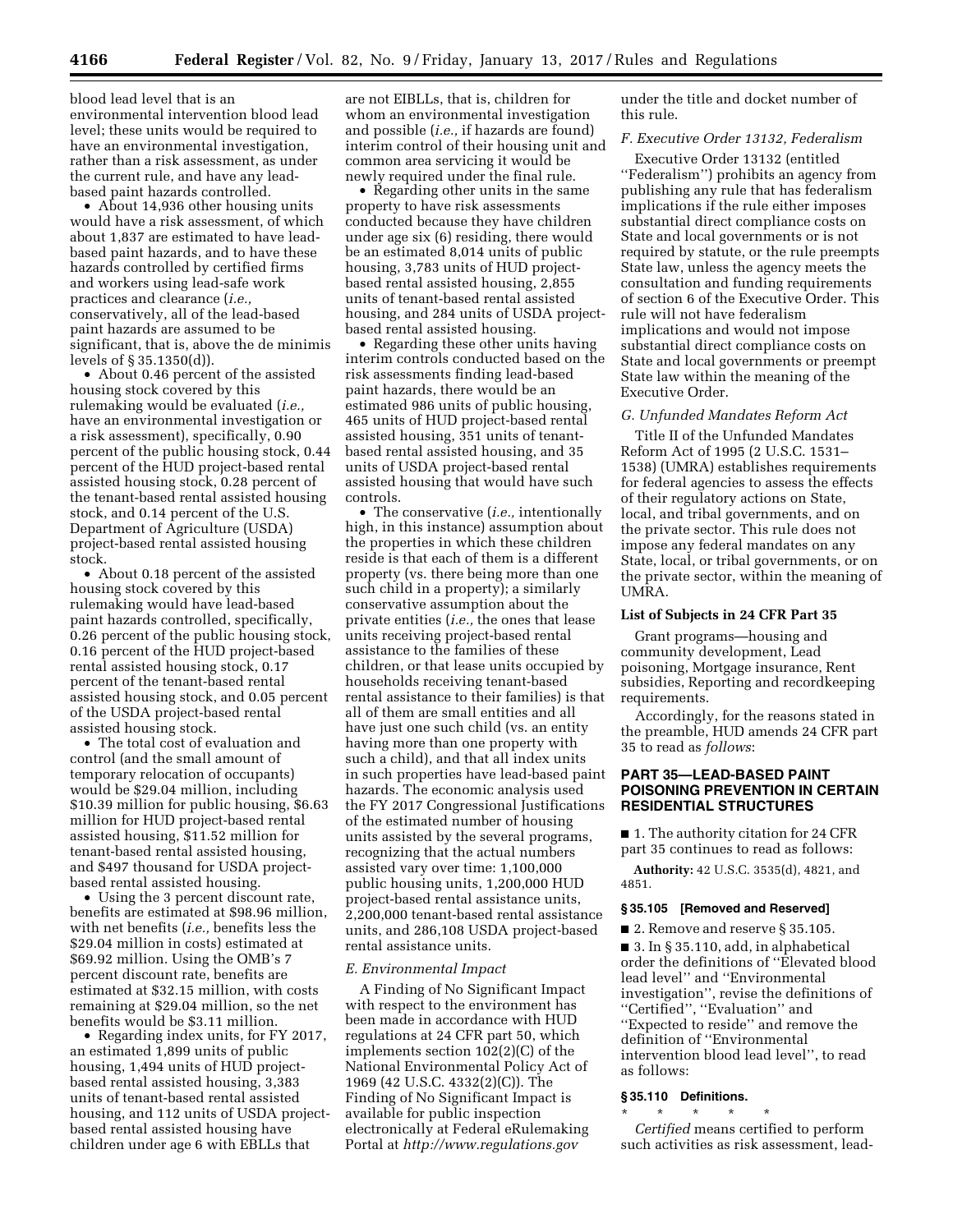blood lead level that is an environmental intervention blood lead level; these units would be required to have an environmental investigation, rather than a risk assessment, as under the current rule, and have any lead-based paint hazards controlled.

• About 14,936 other housing units would have a risk assessment, of which about 1,837 are estimated to have lead-based paint hazards, and to have these hazards controlled by certified firms and workers using lead-safe work practices and clearance (*i.e.,* conservatively, all of the lead-based paint hazards are assumed to be significant, that is, above the de minimis levels of § 35.1350(d)).

• About 0.46 percent of the assisted housing stock covered by this rulemaking would be evaluated (*i.e.,* have an environmental investigation or a risk assessment), specifically, 0.90 percent of the public housing stock, 0.44 percent of the HUD project-based rental assisted housing stock, 0.28 percent of the tenant-based rental assisted housing stock, and 0.14 percent of the U.S. Department of Agriculture (USDA) project-based rental assisted housing stock.

• About 0.18 percent of the assisted housing stock covered by this rulemaking would have lead-based paint hazards controlled, specifically, 0.26 percent of the public housing stock, 0.16 percent of the HUD project-based rental assisted housing stock, 0.17 percent of the tenant-based rental assisted housing stock, and 0.05 percent of the USDA project-based rental assisted housing stock.

• The total cost of evaluation and control (and the small amount of temporary relocation of occupants) would be $29.04 million, including $10.39 million for public housing, $6.63 million for HUD project-based rental assisted housing, $11.52 million for tenant-based rental assisted housing, and $497 thousand for USDA project-based rental assisted housing.

• Using the 3 percent discount rate, benefits are estimated at $98.96 million, with net benefits (*i.e.,* benefits less the $29.04 million in costs) estimated at $69.92 million. Using the OMB's 7 percent discount rate, benefits are estimated at $32.15 million, with costs remaining at $29.04 million, so the net benefits would be $3.11 million.

• Regarding index units, for FY 2017, an estimated 1,899 units of public housing, 1,494 units of HUD project-based rental assisted housing, 3,383 units of tenant-based rental assisted housing, and 112 units of USDA project-based rental assisted housing have children under age 6 with EBLLs that are not EIBLLs, that is, children for whom an environmental investigation and possible (*i.e.,* if hazards are found) interim control of their housing unit and common area servicing it would be newly required under the final rule.

• Regarding other units in the same property to have risk assessments conducted because they have children under age six (6) residing, there would be an estimated 8,014 units of public housing, 3,783 units of HUD project-based rental assisted housing, 2,855 units of tenant-based rental assisted housing, and 284 units of USDA project-based rental assisted housing.

• Regarding these other units having interim controls conducted based on the risk assessments finding lead-based paint hazards, there would be an estimated 986 units of public housing, 465 units of HUD project-based rental assisted housing, 351 units of tenant-based rental assisted housing, and 35 units of USDA project-based rental assisted housing that would have such controls.

• The conservative (*i.e.,* intentionally high, in this instance) assumption about the properties in which these children reside is that each of them is a different property (vs. there being more than one such child in a property); a similarly conservative assumption about the private entities (*i.e.,* the ones that lease units receiving project-based rental assistance to the families of these children, or that lease units occupied by households receiving tenant-based rental assistance to their families) is that all of them are small entities and all have just one such child (vs. an entity having more than one property with such a child), and that all index units in such properties have lead-based paint hazards. The economic analysis used the FY 2017 Congressional Justifications of the estimated number of housing units assisted by the several programs, recognizing that the actual numbers assisted vary over time: 1,100,000 public housing units, 1,200,000 HUD project-based rental assistance units, 2,200,000 tenant-based rental assistance units, and 286,108 USDA project-based rental assistance units.

### *E. Environmental Impact*

A Finding of No Significant Impact with respect to the environment has been made in accordance with HUD regulations at 24 CFR part 50, which implements section 102(2)(C) of the National Environmental Policy Act of 1969 (42 U.S.C. 4332(2)(C)). The Finding of No Significant Impact is available for public inspection electronically at Federal eRulemaking Portal at *http://www.regulations.gov* under the title and docket number of this rule.

### *F. Executive Order 13132, Federalism*

Executive Order 13132 (entitled "Federalism") prohibits an agency from publishing any rule that has federalism implications if the rule either imposes substantial direct compliance costs on State and local governments or is not required by statute, or the rule preempts State law, unless the agency meets the consultation and funding requirements of section 6 of the Executive Order. This rule will not have federalism implications and would not impose substantial direct compliance costs on State and local governments or preempt State law within the meaning of the Executive Order.

### *G. Unfunded Mandates Reform Act*

Title II of the Unfunded Mandates Reform Act of 1995 (2 U.S.C. 1531–1538) (UMRA) establishes requirements for federal agencies to assess the effects of their regulatory actions on State, local, and tribal governments, and on the private sector. This rule does not impose any federal mandates on any State, local, or tribal governments, or on the private sector, within the meaning of UMRA.

### List of Subjects in 24 CFR Part 35

Grant programs—housing and community development, Lead poisoning, Mortgage insurance, Rent subsidies, Reporting and recordkeeping requirements.

Accordingly, for the reasons stated in the preamble, HUD amends 24 CFR part 35 to read as *follows*:

## PART 35—LEAD-BASED PAINT POISONING PREVENTION IN CERTAIN RESIDENTIAL STRUCTURES

■ 1. The authority citation for 24 CFR part 35 continues to read as follows:

**Authority:** 42 U.S.C. 3535(d), 4821, and 4851.

### § 35.105 [Removed and Reserved]

■ 2. Remove and reserve § 35.105.

■ 3. In § 35.110, add, in alphabetical order the definitions of "Elevated blood lead level" and "Environmental investigation", revise the definitions of "Certified", "Evaluation" and "Expected to reside" and remove the definition of "Environmental intervention blood lead level", to read as follows:

### § 35.110 Definitions.

\* \* \* \* \*

*Certified* means certified to perform such activities as risk assessment, lead-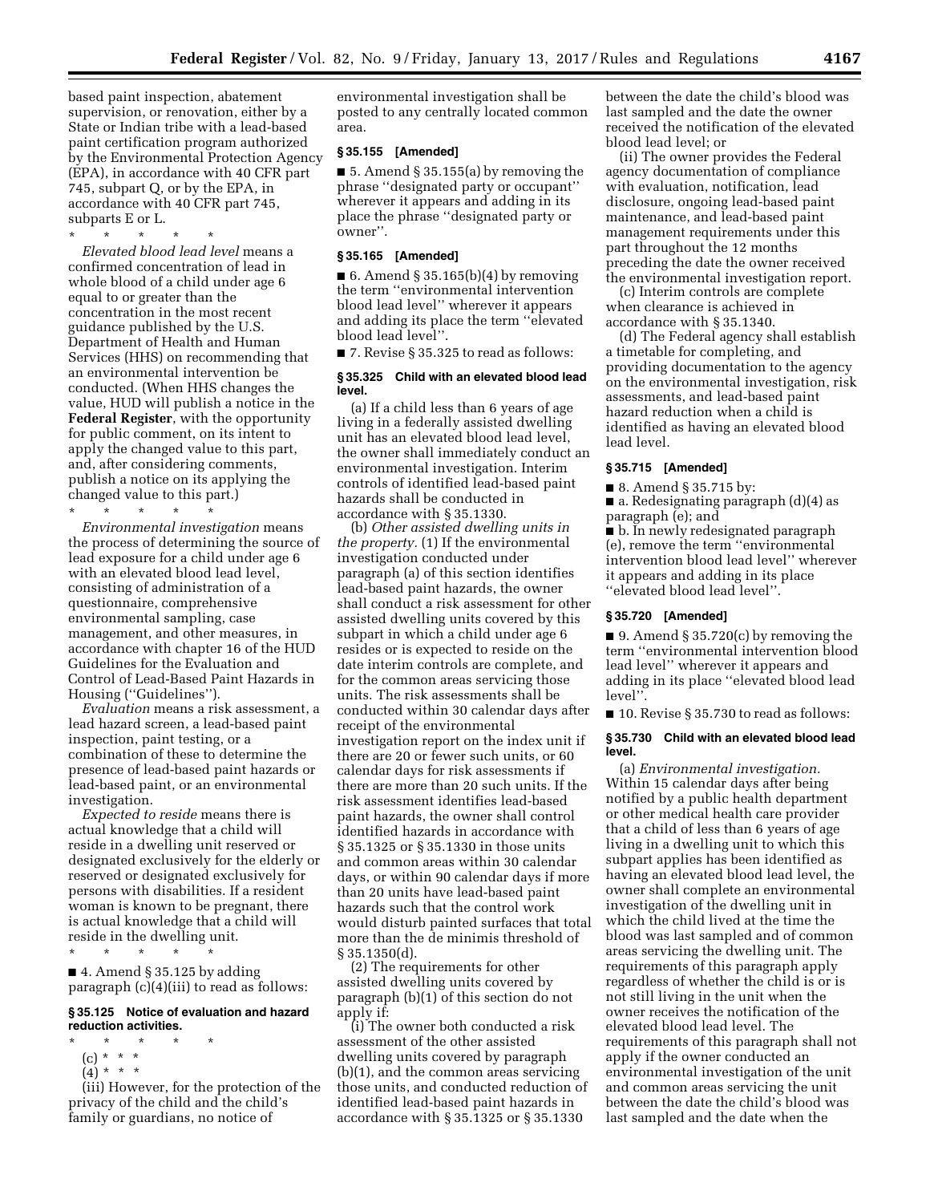based paint inspection, abatement supervision, or renovation, either by a State or Indian tribe with a lead-based paint certification program authorized by the Environmental Protection Agency (EPA), in accordance with 40 CFR part 745, subpart Q, or by the EPA, in accordance with 40 CFR part 745, subparts E or L.

\* \* \* \* \*

*Elevated blood lead level* means a confirmed concentration of lead in whole blood of a child under age 6 equal to or greater than the concentration in the most recent guidance published by the U.S. Department of Health and Human Services (HHS) on recommending that an environmental intervention be conducted. (When HHS changes the value, HUD will publish a notice in the **Federal Register**, with the opportunity for public comment, on its intent to apply the changed value to this part, and, after considering comments, publish a notice on its applying the changed value to this part.)

\* \* \* \* \*

*Environmental investigation* means the process of determining the source of lead exposure for a child under age 6 with an elevated blood lead level, consisting of administration of a questionnaire, comprehensive environmental sampling, case management, and other measures, in accordance with chapter 16 of the HUD Guidelines for the Evaluation and Control of Lead-Based Paint Hazards in Housing (''Guidelines'').

*Evaluation* means a risk assessment, a lead hazard screen, a lead-based paint inspection, paint testing, or a combination of these to determine the presence of lead-based paint hazards or lead-based paint, or an environmental investigation.

*Expected to reside* means there is actual knowledge that a child will reside in a dwelling unit reserved or designated exclusively for the elderly or reserved or designated exclusively for persons with disabilities. If a resident woman is known to be pregnant, there is actual knowledge that a child will reside in the dwelling unit.

\* \* \* \* \*

■ 4. Amend § 35.125 by adding paragraph (c)(4)(iii) to read as follows:

**§ 35.125 Notice of evaluation and hazard reduction activities.**

\* \* \* \* \*

(c) \* \* \*

(4) \* \* \*

(iii) However, for the protection of the privacy of the child and the child's family or guardians, no notice of environmental investigation shall be posted to any centrally located common area.

**§ 35.155 [Amended]**

■ 5. Amend § 35.155(a) by removing the phrase ''designated party or occupant'' wherever it appears and adding in its place the phrase ''designated party or owner''.

**§ 35.165 [Amended]**

■ 6. Amend § 35.165(b)(4) by removing the term ''environmental intervention blood lead level'' wherever it appears and adding its place the term ''elevated blood lead level''.

■ 7. Revise § 35.325 to read as follows:

**§ 35.325 Child with an elevated blood lead level.**

(a) If a child less than 6 years of age living in a federally assisted dwelling unit has an elevated blood lead level, the owner shall immediately conduct an environmental investigation. Interim controls of identified lead-based paint hazards shall be conducted in accordance with § 35.1330.

(b) *Other assisted dwelling units in the property.* (1) If the environmental investigation conducted under paragraph (a) of this section identifies lead-based paint hazards, the owner shall conduct a risk assessment for other assisted dwelling units covered by this subpart in which a child under age 6 resides or is expected to reside on the date interim controls are complete, and for the common areas servicing those units. The risk assessments shall be conducted within 30 calendar days after receipt of the environmental investigation report on the index unit if there are 20 or fewer such units, or 60 calendar days for risk assessments if there are more than 20 such units. If the risk assessment identifies lead-based paint hazards, the owner shall control identified hazards in accordance with § 35.1325 or § 35.1330 in those units and common areas within 30 calendar days, or within 90 calendar days if more than 20 units have lead-based paint hazards such that the control work would disturb painted surfaces that total more than the de minimis threshold of § 35.1350(d).

(2) The requirements for other assisted dwelling units covered by paragraph (b)(1) of this section do not apply if:

(i) The owner both conducted a risk assessment of the other assisted dwelling units covered by paragraph (b)(1), and the common areas servicing those units, and conducted reduction of identified lead-based paint hazards in accordance with § 35.1325 or § 35.1330 between the date the child's blood was last sampled and the date the owner received the notification of the elevated blood lead level; or

(ii) The owner provides the Federal agency documentation of compliance with evaluation, notification, lead disclosure, ongoing lead-based paint maintenance, and lead-based paint management requirements under this part throughout the 12 months preceding the date the owner received the environmental investigation report.

(c) Interim controls are complete when clearance is achieved in accordance with § 35.1340.

(d) The Federal agency shall establish a timetable for completing, and providing documentation to the agency on the environmental investigation, risk assessments, and lead-based paint hazard reduction when a child is identified as having an elevated blood lead level.

**§ 35.715 [Amended]**

■ 8. Amend § 35.715 by:

■ a. Redesignating paragraph (d)(4) as paragraph (e); and

■ b. In newly redesignated paragraph (e), remove the term ''environmental intervention blood lead level'' wherever it appears and adding in its place ''elevated blood lead level''.

**§ 35.720 [Amended]**

■ 9. Amend § 35.720(c) by removing the term ''environmental intervention blood lead level'' wherever it appears and adding in its place ''elevated blood lead level''.

■ 10. Revise § 35.730 to read as follows:

**§ 35.730 Child with an elevated blood lead level.**

(a) *Environmental investigation.* Within 15 calendar days after being notified by a public health department or other medical health care provider that a child of less than 6 years of age living in a dwelling unit to which this subpart applies has been identified as having an elevated blood lead level, the owner shall complete an environmental investigation of the dwelling unit in which the child lived at the time the blood was last sampled and of common areas servicing the dwelling unit. The requirements of this paragraph apply regardless of whether the child is or is not still living in the unit when the owner receives the notification of the elevated blood lead level. The requirements of this paragraph shall not apply if the owner conducted an environmental investigation of the unit and common areas servicing the unit between the date the child's blood was last sampled and the date when the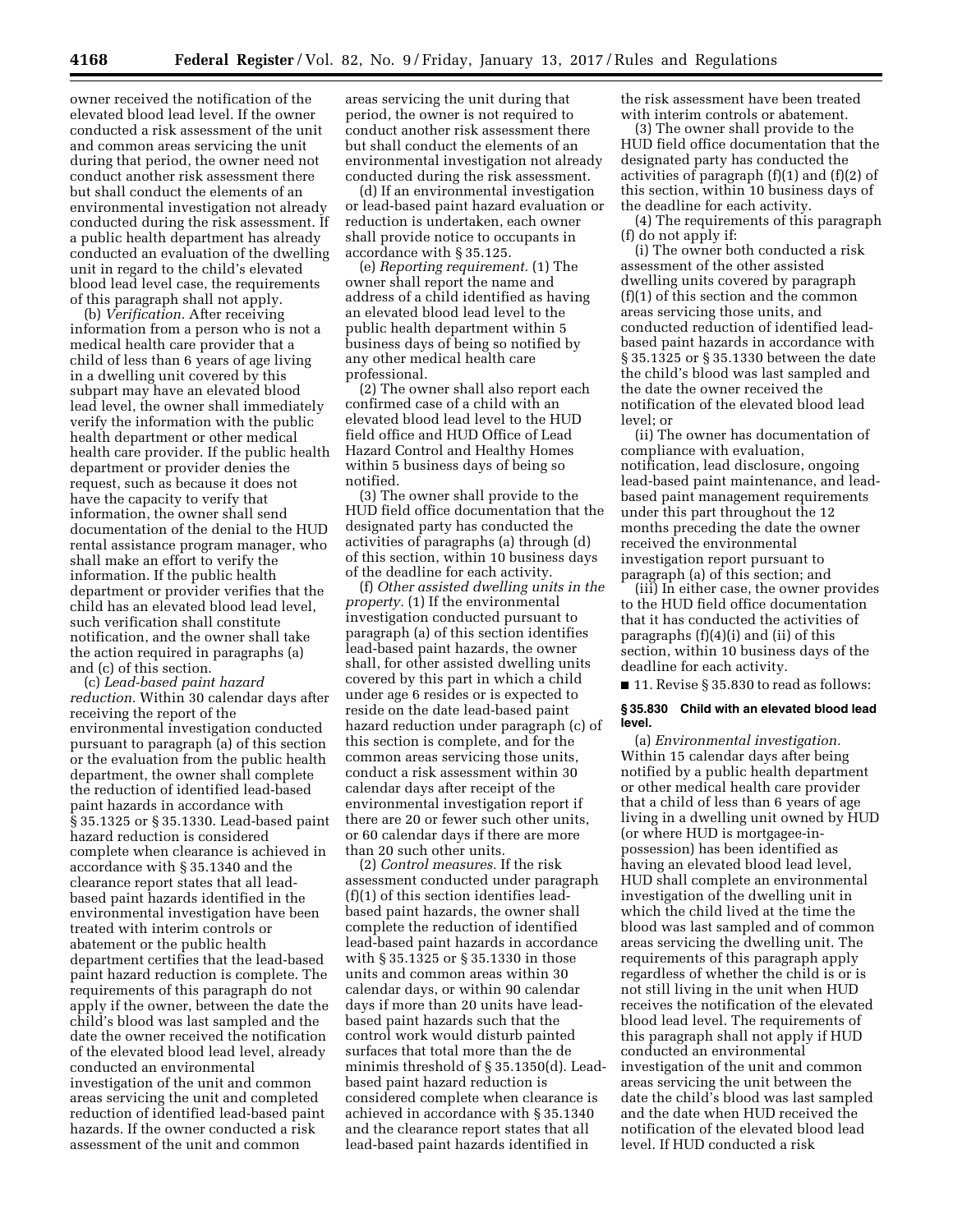owner received the notification of the elevated blood lead level. If the owner conducted a risk assessment of the unit and common areas servicing the unit during that period, the owner need not conduct another risk assessment there but shall conduct the elements of an environmental investigation not already conducted during the risk assessment. If a public health department has already conducted an evaluation of the dwelling unit in regard to the child's elevated blood lead level case, the requirements of this paragraph shall not apply.

(b) *Verification.* After receiving information from a person who is not a medical health care provider that a child of less than 6 years of age living in a dwelling unit covered by this subpart may have an elevated blood lead level, the owner shall immediately verify the information with the public health department or other medical health care provider. If the public health department or provider denies the request, such as because it does not have the capacity to verify that information, the owner shall send documentation of the denial to the HUD rental assistance program manager, who shall make an effort to verify the information. If the public health department or provider verifies that the child has an elevated blood lead level, such verification shall constitute notification, and the owner shall take the action required in paragraphs (a) and (c) of this section.

(c) *Lead-based paint hazard reduction.* Within 30 calendar days after receiving the report of the environmental investigation conducted pursuant to paragraph (a) of this section or the evaluation from the public health department, the owner shall complete the reduction of identified lead-based paint hazards in accordance with § 35.1325 or § 35.1330. Lead-based paint hazard reduction is considered complete when clearance is achieved in accordance with § 35.1340 and the clearance report states that all lead-based paint hazards identified in the environmental investigation have been treated with interim controls or abatement or the public health department certifies that the lead-based paint hazard reduction is complete. The requirements of this paragraph do not apply if the owner, between the date the child's blood was last sampled and the date the owner received the notification of the elevated blood lead level, already conducted an environmental investigation of the unit and common areas servicing the unit and completed reduction of identified lead-based paint hazards. If the owner conducted a risk assessment of the unit and common areas servicing the unit during that period, the owner is not required to conduct another risk assessment there but shall conduct the elements of an environmental investigation not already conducted during the risk assessment.

(d) If an environmental investigation or lead-based paint hazard evaluation or reduction is undertaken, each owner shall provide notice to occupants in accordance with § 35.125.

(e) *Reporting requirement.* (1) The owner shall report the name and address of a child identified as having an elevated blood lead level to the public health department within 5 business days of being so notified by any other medical health care professional.

(2) The owner shall also report each confirmed case of a child with an elevated blood lead level to the HUD field office and HUD Office of Lead Hazard Control and Healthy Homes within 5 business days of being so notified.

(3) The owner shall provide to the HUD field office documentation that the designated party has conducted the activities of paragraphs (a) through (d) of this section, within 10 business days of the deadline for each activity.

(f) *Other assisted dwelling units in the property.* (1) If the environmental investigation conducted pursuant to paragraph (a) of this section identifies lead-based paint hazards, the owner shall, for other assisted dwelling units covered by this part in which a child under age 6 resides or is expected to reside on the date lead-based paint hazard reduction under paragraph (c) of this section is complete, and for the common areas servicing those units, conduct a risk assessment within 30 calendar days after receipt of the environmental investigation report if there are 20 or fewer such other units, or 60 calendar days if there are more than 20 such other units.

(2) *Control measures.* If the risk assessment conducted under paragraph (f)(1) of this section identifies lead-based paint hazards, the owner shall complete the reduction of identified lead-based paint hazards in accordance with § 35.1325 or § 35.1330 in those units and common areas within 30 calendar days, or within 90 calendar days if more than 20 units have lead-based paint hazards such that the control work would disturb painted surfaces that total more than the de minimis threshold of § 35.1350(d). Lead-based paint hazard reduction is considered complete when clearance is achieved in accordance with § 35.1340 and the clearance report states that all lead-based paint hazards identified in the risk assessment have been treated with interim controls or abatement.

(3) The owner shall provide to the HUD field office documentation that the designated party has conducted the activities of paragraph (f)(1) and (f)(2) of this section, within 10 business days of the deadline for each activity.

(4) The requirements of this paragraph (f) do not apply if:

(i) The owner both conducted a risk assessment of the other assisted dwelling units covered by paragraph (f)(1) of this section and the common areas servicing those units, and conducted reduction of identified lead-based paint hazards in accordance with § 35.1325 or § 35.1330 between the date the child's blood was last sampled and the date the owner received the notification of the elevated blood lead level; or

(ii) The owner has documentation of compliance with evaluation, notification, lead disclosure, ongoing lead-based paint maintenance, and lead-based paint management requirements under this part throughout the 12 months preceding the date the owner received the environmental investigation report pursuant to paragraph (a) of this section; and

(iii) In either case, the owner provides to the HUD field office documentation that it has conducted the activities of paragraphs (f)(4)(i) and (ii) of this section, within 10 business days of the deadline for each activity.

■ 11. Revise § 35.830 to read as follows:

#### § 35.830 Child with an elevated blood lead level.

(a) *Environmental investigation.* Within 15 calendar days after being notified by a public health department or other medical health care provider that a child of less than 6 years of age living in a dwelling unit owned by HUD (or where HUD is mortgagee-in-possession) has been identified as having an elevated blood lead level, HUD shall complete an environmental investigation of the dwelling unit in which the child lived at the time the blood was last sampled and of common areas servicing the dwelling unit. The requirements of this paragraph apply regardless of whether the child is or is not still living in the unit when HUD receives the notification of the elevated blood lead level. The requirements of this paragraph shall not apply if HUD conducted an environmental investigation of the unit and common areas servicing the unit between the date the child's blood was last sampled and the date when HUD received the notification of the elevated blood lead level. If HUD conducted a risk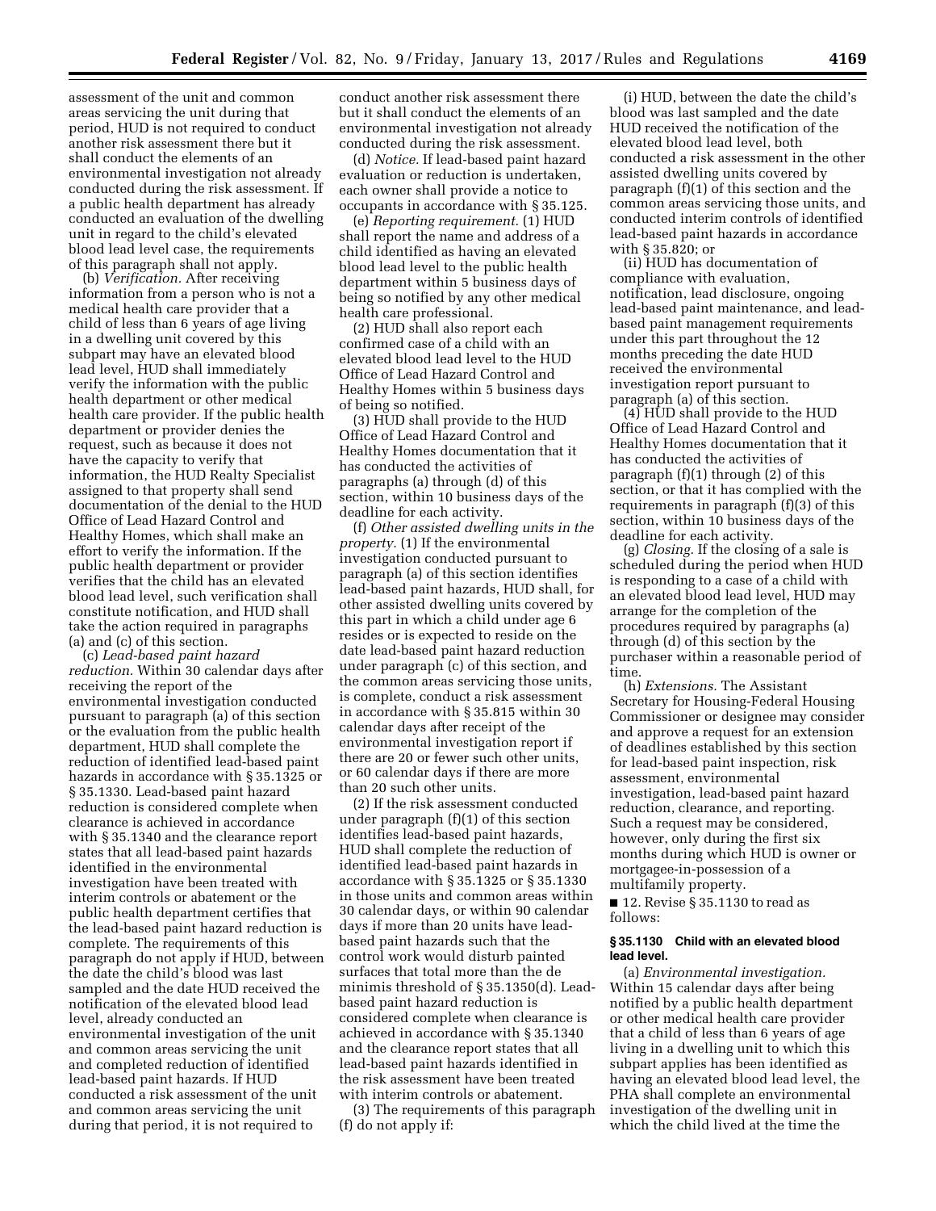assessment of the unit and common areas servicing the unit during that period, HUD is not required to conduct another risk assessment there but it shall conduct the elements of an environmental investigation not already conducted during the risk assessment. If a public health department has already conducted an evaluation of the dwelling unit in regard to the child's elevated blood lead level case, the requirements of this paragraph shall not apply.

(b) *Verification.* After receiving information from a person who is not a medical health care provider that a child of less than 6 years of age living in a dwelling unit covered by this subpart may have an elevated blood lead level, HUD shall immediately verify the information with the public health department or other medical health care provider. If the public health department or provider denies the request, such as because it does not have the capacity to verify that information, the HUD Realty Specialist assigned to that property shall send documentation of the denial to the HUD Office of Lead Hazard Control and Healthy Homes, which shall make an effort to verify the information. If the public health department or provider verifies that the child has an elevated blood lead level, such verification shall constitute notification, and HUD shall take the action required in paragraphs (a) and (c) of this section.

(c) *Lead-based paint hazard reduction.* Within 30 calendar days after receiving the report of the environmental investigation conducted pursuant to paragraph (a) of this section or the evaluation from the public health department, HUD shall complete the reduction of identified lead-based paint hazards in accordance with § 35.1325 or § 35.1330. Lead-based paint hazard reduction is considered complete when clearance is achieved in accordance with § 35.1340 and the clearance report states that all lead-based paint hazards identified in the environmental investigation have been treated with interim controls or abatement or the public health department certifies that the lead-based paint hazard reduction is complete. The requirements of this paragraph do not apply if HUD, between the date the child's blood was last sampled and the date HUD received the notification of the elevated blood lead level, already conducted an environmental investigation of the unit and common areas servicing the unit and completed reduction of identified lead-based paint hazards. If HUD conducted a risk assessment of the unit and common areas servicing the unit during that period, it is not required to conduct another risk assessment there but it shall conduct the elements of an environmental investigation not already conducted during the risk assessment.

(d) *Notice.* If lead-based paint hazard evaluation or reduction is undertaken, each owner shall provide a notice to occupants in accordance with § 35.125.

(e) *Reporting requirement.* (1) HUD shall report the name and address of a child identified as having an elevated blood lead level to the public health department within 5 business days of being so notified by any other medical health care professional.

(2) HUD shall also report each confirmed case of a child with an elevated blood lead level to the HUD Office of Lead Hazard Control and Healthy Homes within 5 business days of being so notified.

(3) HUD shall provide to the HUD Office of Lead Hazard Control and Healthy Homes documentation that it has conducted the activities of paragraphs (a) through (d) of this section, within 10 business days of the deadline for each activity.

(f) *Other assisted dwelling units in the property.* (1) If the environmental investigation conducted pursuant to paragraph (a) of this section identifies lead-based paint hazards, HUD shall, for other assisted dwelling units covered by this part in which a child under age 6 resides or is expected to reside on the date lead-based paint hazard reduction under paragraph (c) of this section, and the common areas servicing those units, is complete, conduct a risk assessment in accordance with § 35.815 within 30 calendar days after receipt of the environmental investigation report if there are 20 or fewer such other units, or 60 calendar days if there are more than 20 such other units.

(2) If the risk assessment conducted under paragraph (f)(1) of this section identifies lead-based paint hazards, HUD shall complete the reduction of identified lead-based paint hazards in accordance with § 35.1325 or § 35.1330 in those units and common areas within 30 calendar days, or within 90 calendar days if more than 20 units have lead-based paint hazards such that the control work would disturb painted surfaces that total more than the de minimis threshold of § 35.1350(d). Lead-based paint hazard reduction is considered complete when clearance is achieved in accordance with § 35.1340 and the clearance report states that all lead-based paint hazards identified in the risk assessment have been treated with interim controls or abatement.

(3) The requirements of this paragraph (f) do not apply if:

(i) HUD, between the date the child's blood was last sampled and the date HUD received the notification of the elevated blood lead level, both conducted a risk assessment in the other assisted dwelling units covered by paragraph (f)(1) of this section and the common areas servicing those units, and conducted interim controls of identified lead-based paint hazards in accordance with § 35.820; or

(ii) HUD has documentation of compliance with evaluation, notification, lead disclosure, ongoing lead-based paint maintenance, and lead-based paint management requirements under this part throughout the 12 months preceding the date HUD received the environmental investigation report pursuant to paragraph (a) of this section.

(4) HUD shall provide to the HUD Office of Lead Hazard Control and Healthy Homes documentation that it has conducted the activities of paragraph (f)(1) through (2) of this section, or that it has complied with the requirements in paragraph (f)(3) of this section, within 10 business days of the deadline for each activity.

(g) *Closing.* If the closing of a sale is scheduled during the period when HUD is responding to a case of a child with an elevated blood lead level, HUD may arrange for the completion of the procedures required by paragraphs (a) through (d) of this section by the purchaser within a reasonable period of time.

(h) *Extensions.* The Assistant Secretary for Housing-Federal Housing Commissioner or designee may consider and approve a request for an extension of deadlines established by this section for lead-based paint inspection, risk assessment, environmental investigation, lead-based paint hazard reduction, clearance, and reporting. Such a request may be considered, however, only during the first six months during which HUD is owner or mortgagee-in-possession of a multifamily property.

■ 12. Revise § 35.1130 to read as follows:

**§ 35.1130 Child with an elevated blood lead level.**

(a) *Environmental investigation.* Within 15 calendar days after being notified by a public health department or other medical health care provider that a child of less than 6 years of age living in a dwelling unit to which this subpart applies has been identified as having an elevated blood lead level, the PHA shall complete an environmental investigation of the dwelling unit in which the child lived at the time the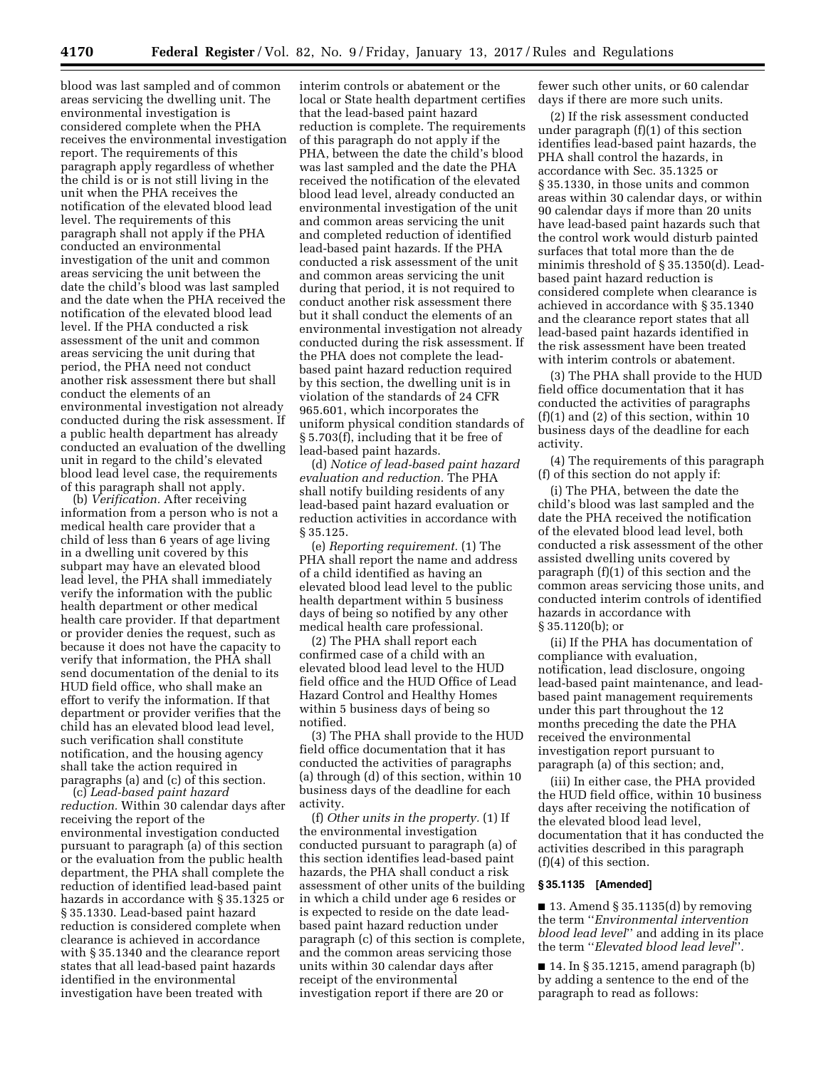blood was last sampled and of common areas servicing the dwelling unit. The environmental investigation is considered complete when the PHA receives the environmental investigation report. The requirements of this paragraph apply regardless of whether the child is or is not still living in the unit when the PHA receives the notification of the elevated blood lead level. The requirements of this paragraph shall not apply if the PHA conducted an environmental investigation of the unit and common areas servicing the unit between the date the child's blood was last sampled and the date when the PHA received the notification of the elevated blood lead level. If the PHA conducted a risk assessment of the unit and common areas servicing the unit during that period, the PHA need not conduct another risk assessment there but shall conduct the elements of an environmental investigation not already conducted during the risk assessment. If a public health department has already conducted an evaluation of the dwelling unit in regard to the child's elevated blood lead level case, the requirements of this paragraph shall not apply.

(b) *Verification.* After receiving information from a person who is not a medical health care provider that a child of less than 6 years of age living in a dwelling unit covered by this subpart may have an elevated blood lead level, the PHA shall immediately verify the information with the public health department or other medical health care provider. If that department or provider denies the request, such as because it does not have the capacity to verify that information, the PHA shall send documentation of the denial to its HUD field office, who shall make an effort to verify the information. If that department or provider verifies that the child has an elevated blood lead level, such verification shall constitute notification, and the housing agency shall take the action required in paragraphs (a) and (c) of this section.

(c) *Lead-based paint hazard reduction.* Within 30 calendar days after receiving the report of the environmental investigation conducted pursuant to paragraph (a) of this section or the evaluation from the public health department, the PHA shall complete the reduction of identified lead-based paint hazards in accordance with § 35.1325 or § 35.1330. Lead-based paint hazard reduction is considered complete when clearance is achieved in accordance with § 35.1340 and the clearance report states that all lead-based paint hazards identified in the environmental investigation have been treated with interim controls or abatement or the local or State health department certifies that the lead-based paint hazard reduction is complete. The requirements of this paragraph do not apply if the PHA, between the date the child's blood was last sampled and the date the PHA received the notification of the elevated blood lead level, already conducted an environmental investigation of the unit and common areas servicing the unit and completed reduction of identified lead-based paint hazards. If the PHA conducted a risk assessment of the unit and common areas servicing the unit during that period, it is not required to conduct another risk assessment there but it shall conduct the elements of an environmental investigation not already conducted during the risk assessment. If the PHA does not complete the lead-based paint hazard reduction required by this section, the dwelling unit is in violation of the standards of 24 CFR 965.601, which incorporates the uniform physical condition standards of § 5.703(f), including that it be free of lead-based paint hazards.

(d) *Notice of lead-based paint hazard evaluation and reduction.* The PHA shall notify building residents of any lead-based paint hazard evaluation or reduction activities in accordance with § 35.125.

(e) *Reporting requirement.* (1) The PHA shall report the name and address of a child identified as having an elevated blood lead level to the public health department within 5 business days of being so notified by any other medical health care professional.

(2) The PHA shall report each confirmed case of a child with an elevated blood lead level to the HUD field office and the HUD Office of Lead Hazard Control and Healthy Homes within 5 business days of being so notified.

(3) The PHA shall provide to the HUD field office documentation that it has conducted the activities of paragraphs (a) through (d) of this section, within 10 business days of the deadline for each activity.

(f) *Other units in the property.* (1) If the environmental investigation conducted pursuant to paragraph (a) of this section identifies lead-based paint hazards, the PHA shall conduct a risk assessment of other units of the building in which a child under age 6 resides or is expected to reside on the date lead-based paint hazard reduction under paragraph (c) of this section is complete, and the common areas servicing those units within 30 calendar days after receipt of the environmental investigation report if there are 20 or fewer such other units, or 60 calendar days if there are more such units.

(2) If the risk assessment conducted under paragraph (f)(1) of this section identifies lead-based paint hazards, the PHA shall control the hazards, in accordance with Sec. 35.1325 or § 35.1330, in those units and common areas within 30 calendar days, or within 90 calendar days if more than 20 units have lead-based paint hazards such that the control work would disturb painted surfaces that total more than the de minimis threshold of § 35.1350(d). Lead-based paint hazard reduction is considered complete when clearance is achieved in accordance with § 35.1340 and the clearance report states that all lead-based paint hazards identified in the risk assessment have been treated with interim controls or abatement.

(3) The PHA shall provide to the HUD field office documentation that it has conducted the activities of paragraphs (f)(1) and (2) of this section, within 10 business days of the deadline for each activity.

(4) The requirements of this paragraph (f) of this section do not apply if:

(i) The PHA, between the date the child's blood was last sampled and the date the PHA received the notification of the elevated blood lead level, both conducted a risk assessment of the other assisted dwelling units covered by paragraph (f)(1) of this section and the common areas servicing those units, and conducted interim controls of identified hazards in accordance with § 35.1120(b); or

(ii) If the PHA has documentation of compliance with evaluation, notification, lead disclosure, ongoing lead-based paint maintenance, and lead-based paint management requirements under this part throughout the 12 months preceding the date the PHA received the environmental investigation report pursuant to paragraph (a) of this section; and,

(iii) In either case, the PHA provided the HUD field office, within 10 business days after receiving the notification of the elevated blood lead level, documentation that it has conducted the activities described in this paragraph (f)(4) of this section.

**§ 35.1135 [Amended]**

■ 13. Amend § 35.1135(d) by removing the term "*Environmental intervention blood lead level*" and adding in its place the term "*Elevated blood lead level*".

■ 14. In § 35.1215, amend paragraph (b) by adding a sentence to the end of the paragraph to read as follows: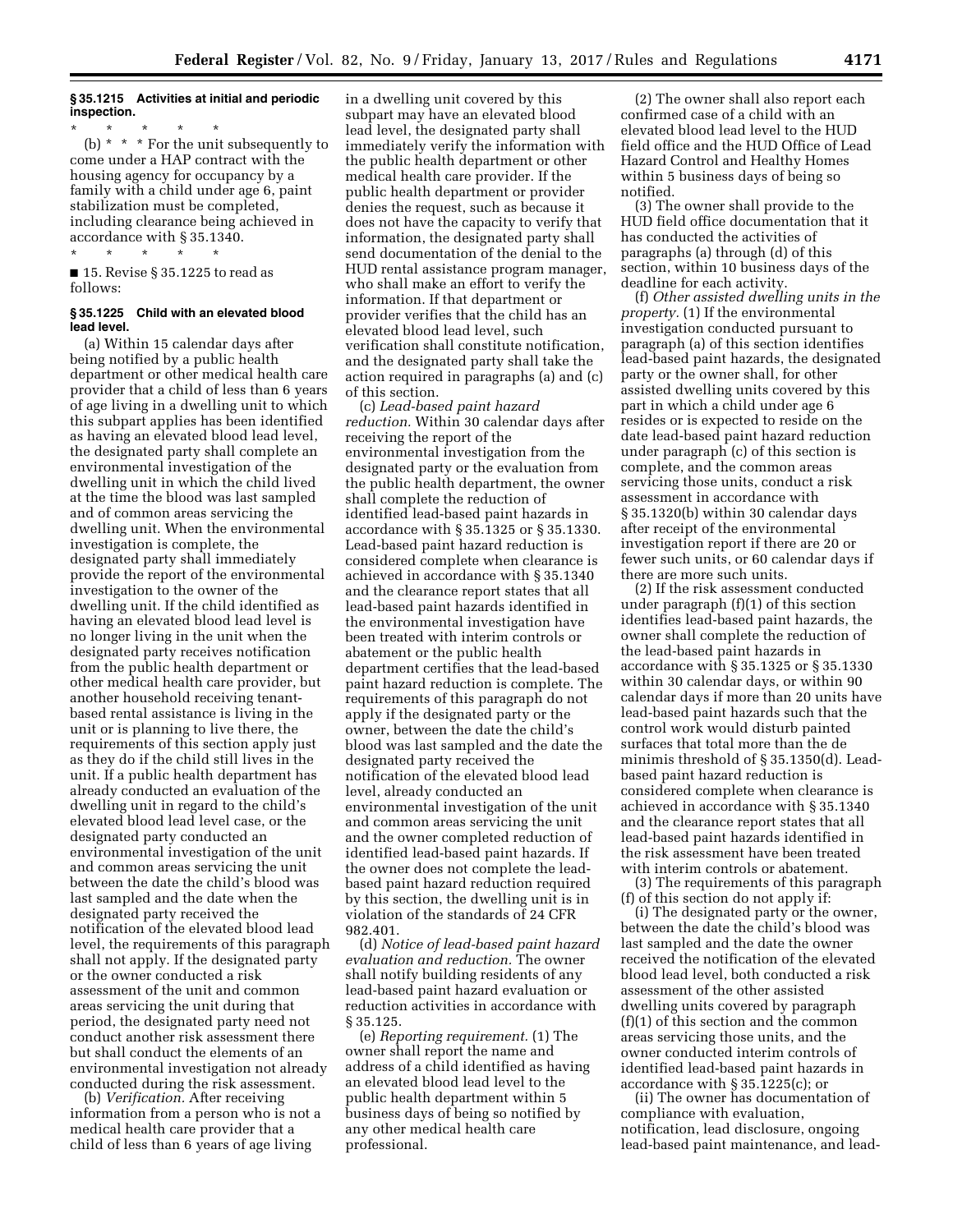**§ 35.1215 Activities at initial and periodic inspection.**

\* \* \* \* \*

(b) \* \* \* For the unit subsequently to come under a HAP contract with the housing agency for occupancy by a family with a child under age 6, paint stabilization must be completed, including clearance being achieved in accordance with § 35.1340.

\* \* \* \* \*

■ 15. Revise § 35.1225 to read as follows:

**§ 35.1225 Child with an elevated blood lead level.**

(a) Within 15 calendar days after being notified by a public health department or other medical health care provider that a child of less than 6 years of age living in a dwelling unit to which this subpart applies has been identified as having an elevated blood lead level, the designated party shall complete an environmental investigation of the dwelling unit in which the child lived at the time the blood was last sampled and of common areas servicing the dwelling unit. When the environmental investigation is complete, the designated party shall immediately provide the report of the environmental investigation to the owner of the dwelling unit. If the child identified as having an elevated blood lead level is no longer living in the unit when the designated party receives notification from the public health department or other medical health care provider, but another household receiving tenant-based rental assistance is living in the unit or is planning to live there, the requirements of this section apply just as they do if the child still lives in the unit. If a public health department has already conducted an evaluation of the dwelling unit in regard to the child's elevated blood lead level case, or the designated party conducted an environmental investigation of the unit and common areas servicing the unit between the date the child's blood was last sampled and the date when the designated party received the notification of the elevated blood lead level, the requirements of this paragraph shall not apply. If the designated party or the owner conducted a risk assessment of the unit and common areas servicing the unit during that period, the designated party need not conduct another risk assessment there but shall conduct the elements of an environmental investigation not already conducted during the risk assessment.

(b) *Verification.* After receiving information from a person who is not a medical health care provider that a child of less than 6 years of age living in a dwelling unit covered by this subpart may have an elevated blood lead level, the designated party shall immediately verify the information with the public health department or other medical health care provider. If the public health department or provider denies the request, such as because it does not have the capacity to verify that information, the designated party shall send documentation of the denial to the HUD rental assistance program manager, who shall make an effort to verify the information. If that department or provider verifies that the child has an elevated blood lead level, such verification shall constitute notification, and the designated party shall take the action required in paragraphs (a) and (c) of this section.

(c) *Lead-based paint hazard reduction.* Within 30 calendar days after receiving the report of the environmental investigation from the designated party or the evaluation from the public health department, the owner shall complete the reduction of identified lead-based paint hazards in accordance with § 35.1325 or § 35.1330. Lead-based paint hazard reduction is considered complete when clearance is achieved in accordance with § 35.1340 and the clearance report states that all lead-based paint hazards identified in the environmental investigation have been treated with interim controls or abatement or the public health department certifies that the lead-based paint hazard reduction is complete. The requirements of this paragraph do not apply if the designated party or the owner, between the date the child's blood was last sampled and the date the designated party received the notification of the elevated blood lead level, already conducted an environmental investigation of the unit and common areas servicing the unit and the owner completed reduction of identified lead-based paint hazards. If the owner does not complete the lead-based paint hazard reduction required by this section, the dwelling unit is in violation of the standards of 24 CFR 982.401.

(d) *Notice of lead-based paint hazard evaluation and reduction.* The owner shall notify building residents of any lead-based paint hazard evaluation or reduction activities in accordance with § 35.125.

(e) *Reporting requirement.* (1) The owner shall report the name and address of a child identified as having an elevated blood lead level to the public health department within 5 business days of being so notified by any other medical health care professional.

(2) The owner shall also report each confirmed case of a child with an elevated blood lead level to the HUD field office and the HUD Office of Lead Hazard Control and Healthy Homes within 5 business days of being so notified.

(3) The owner shall provide to the HUD field office documentation that it has conducted the activities of paragraphs (a) through (d) of this section, within 10 business days of the deadline for each activity.

(f) *Other assisted dwelling units in the property.* (1) If the environmental investigation conducted pursuant to paragraph (a) of this section identifies lead-based paint hazards, the designated party or the owner shall, for other assisted dwelling units covered by this part in which a child under age 6 resides or is expected to reside on the date lead-based paint hazard reduction under paragraph (c) of this section is complete, and the common areas servicing those units, conduct a risk assessment in accordance with § 35.1320(b) within 30 calendar days after receipt of the environmental investigation report if there are 20 or fewer such units, or 60 calendar days if there are more such units.

(2) If the risk assessment conducted under paragraph (f)(1) of this section identifies lead-based paint hazards, the owner shall complete the reduction of the lead-based paint hazards in accordance with § 35.1325 or § 35.1330 within 30 calendar days, or within 90 calendar days if more than 20 units have lead-based paint hazards such that the control work would disturb painted surfaces that total more than the de minimis threshold of § 35.1350(d). Lead-based paint hazard reduction is considered complete when clearance is achieved in accordance with § 35.1340 and the clearance report states that all lead-based paint hazards identified in the risk assessment have been treated with interim controls or abatement.

(3) The requirements of this paragraph (f) of this section do not apply if:

(i) The designated party or the owner, between the date the child's blood was last sampled and the date the owner received the notification of the elevated blood lead level, both conducted a risk assessment of the other assisted dwelling units covered by paragraph (f)(1) of this section and the common areas servicing those units, and the owner conducted interim controls of identified lead-based paint hazards in accordance with § 35.1225(c); or

(ii) The owner has documentation of compliance with evaluation, notification, lead disclosure, ongoing lead-based paint maintenance, and lead-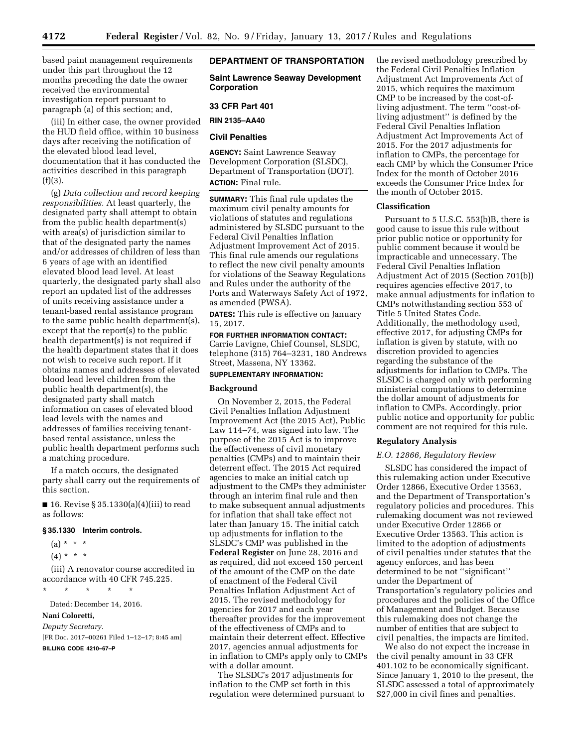based paint management requirements under this part throughout the 12 months preceding the date the owner received the environmental investigation report pursuant to paragraph (a) of this section; and,

(iii) In either case, the owner provided the HUD field office, within 10 business days after receiving the notification of the elevated blood lead level, documentation that it has conducted the activities described in this paragraph (f)(3).

(g) *Data collection and record keeping responsibilities.* At least quarterly, the designated party shall attempt to obtain from the public health department(s) with area(s) of jurisdiction similar to that of the designated party the names and/or addresses of children of less than 6 years of age with an identified elevated blood lead level. At least quarterly, the designated party shall also report an updated list of the addresses of units receiving assistance under a tenant-based rental assistance program to the same public health department(s), except that the report(s) to the public health department(s) is not required if the health department states that it does not wish to receive such report. If it obtains names and addresses of elevated blood lead level children from the public health department(s), the designated party shall match information on cases of elevated blood lead levels with the names and addresses of families receiving tenant-based rental assistance, unless the public health department performs such a matching procedure.

If a match occurs, the designated party shall carry out the requirements of this section.

■ 16. Revise § 35.1330(a)(4)(iii) to read as follows:

**§ 35.1330 Interim controls.**

(a) * * *

(4) * * *

(iii) A renovator course accredited in accordance with 40 CFR 745.225.

\* \* \* \* \*

Dated: December 14, 2016.

**Nani Coloretti,**

*Deputy Secretary.*

[FR Doc. 2017–00261 Filed 1–12–17; 8:45 am]

**BILLING CODE 4210–67–P**

## DEPARTMENT OF TRANSPORTATION

### Saint Lawrence Seaway Development Corporation

### 33 CFR Part 401

**RIN 2135–AA40**

### Civil Penalties

**AGENCY:** Saint Lawrence Seaway Development Corporation (SLSDC), Department of Transportation (DOT).

**ACTION:** Final rule.

**SUMMARY:** This final rule updates the maximum civil penalty amounts for violations of statutes and regulations administered by SLSDC pursuant to the Federal Civil Penalties Inflation Adjustment Improvement Act of 2015. This final rule amends our regulations to reflect the new civil penalty amounts for violations of the Seaway Regulations and Rules under the authority of the Ports and Waterways Safety Act of 1972, as amended (PWSA).

**DATES:** This rule is effective on January 15, 2017.

**FOR FURTHER INFORMATION CONTACT:** Carrie Lavigne, Chief Counsel, SLSDC, telephone (315) 764–3231, 180 Andrews Street, Massena, NY 13362.

**SUPPLEMENTARY INFORMATION:**

### Background

On November 2, 2015, the Federal Civil Penalties Inflation Adjustment Improvement Act (the 2015 Act), Public Law 114–74, was signed into law. The purpose of the 2015 Act is to improve the effectiveness of civil monetary penalties (CMPs) and to maintain their deterrent effect. The 2015 Act required agencies to make an initial catch up adjustment to the CMPs they administer through an interim final rule and then to make subsequent annual adjustments for inflation that shall take effect not later than January 15. The initial catch up adjustments for inflation to the SLSDC's CMP was published in the **Federal Register** on June 28, 2016 and as required, did not exceed 150 percent of the amount of the CMP on the date of enactment of the Federal Civil Penalties Inflation Adjustment Act of 2015. The revised methodology for agencies for 2017 and each year thereafter provides for the improvement of the effectiveness of CMPs and to maintain their deterrent effect. Effective 2017, agencies annual adjustments for in inflation to CMPs apply only to CMPs with a dollar amount.

The SLSDC's 2017 adjustments for inflation to the CMP set forth in this regulation were determined pursuant to the revised methodology prescribed by the Federal Civil Penalties Inflation Adjustment Act Improvements Act of 2015, which requires the maximum CMP to be increased by the cost-of-living adjustment. The term ''cost-of-living adjustment'' is defined by the Federal Civil Penalties Inflation Adjustment Act Improvements Act of 2015. For the 2017 adjustments for inflation to CMPs, the percentage for each CMP by which the Consumer Price Index for the month of October 2016 exceeds the Consumer Price Index for the month of October 2015.

### Classification

Pursuant to 5 U.S.C. 553(b)B, there is good cause to issue this rule without prior public notice or opportunity for public comment because it would be impracticable and unnecessary. The Federal Civil Penalties Inflation Adjustment Act of 2015 (Section 701(b)) requires agencies effective 2017, to make annual adjustments for inflation to CMPs notwithstanding section 553 of Title 5 United States Code. Additionally, the methodology used, effective 2017, for adjusting CMPs for inflation is given by statute, with no discretion provided to agencies regarding the substance of the adjustments for inflation to CMPs. The SLSDC is charged only with performing ministerial computations to determine the dollar amount of adjustments for inflation to CMPs. Accordingly, prior public notice and opportunity for public comment are not required for this rule.

### Regulatory Analysis

*E.O. 12866, Regulatory Review*

SLSDC has considered the impact of this rulemaking action under Executive Order 12866, Executive Order 13563, and the Department of Transportation's regulatory policies and procedures. This rulemaking document was not reviewed under Executive Order 12866 or Executive Order 13563. This action is limited to the adoption of adjustments of civil penalties under statutes that the agency enforces, and has been determined to be not ''significant'' under the Department of Transportation's regulatory policies and procedures and the policies of the Office of Management and Budget. Because this rulemaking does not change the number of entities that are subject to civil penalties, the impacts are limited.

We also do not expect the increase in the civil penalty amount in 33 CFR 401.102 to be economically significant. Since January 1, 2010 to the present, the SLSDC assessed a total of approximately $27,000 in civil fines and penalties.